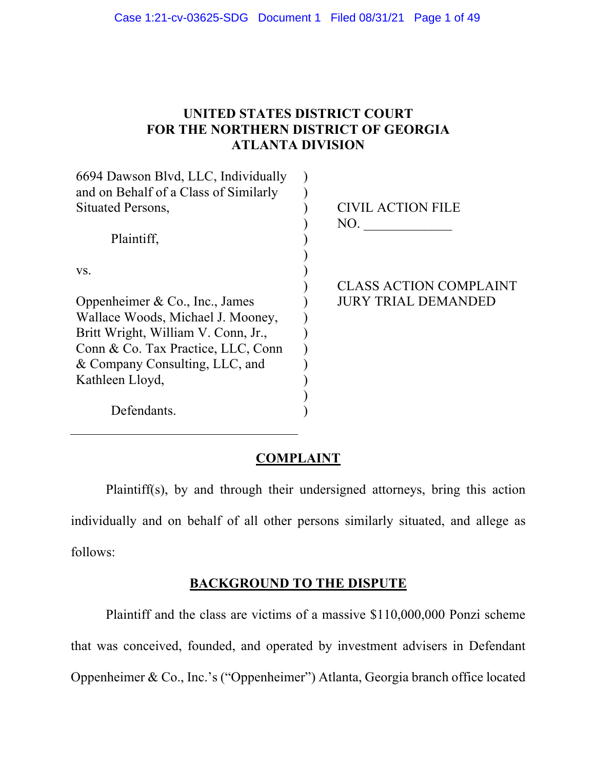# UNITED STATES DISTRICT COURT
# FOR THE NORTHERN DISTRICT OF GEORGIA
# ATLANTA DIVISION

| | |
|---|---|
| 6694 Dawson Blvd, LLC, Individually and on Behalf of a Class of Similarly Situated Persons,<br><br>Plaintiff,<br><br>vs.<br><br>Oppenheimer & Co., Inc., James Wallace Woods, Michael J. Mooney, Britt Wright, William V. Conn, Jr., Conn & Co. Tax Practice, LLC, Conn & Company Consulting, LLC, and Kathleen Lloyd,<br><br>Defendants. | CIVIL ACTION FILE NO. _____________<br><br>CLASS ACTION COMPLAINT<br>JURY TRIAL DEMANDED |

## COMPLAINT

Plaintiff(s), by and through their undersigned attorneys, bring this action individually and on behalf of all other persons similarly situated, and allege as follows:

## BACKGROUND TO THE DISPUTE

Plaintiff and the class are victims of a massive $110,000,000 Ponzi scheme that was conceived, founded, and operated by investment advisers in Defendant Oppenheimer & Co., Inc.'s ("Oppenheimer") Atlanta, Georgia branch office located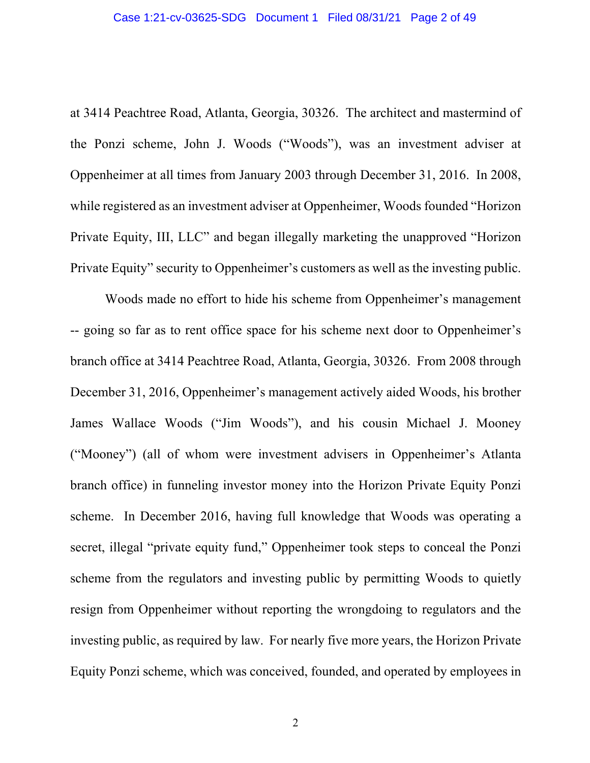at 3414 Peachtree Road, Atlanta, Georgia, 30326. The architect and mastermind of the Ponzi scheme, John J. Woods ("Woods"), was an investment adviser at Oppenheimer at all times from January 2003 through December 31, 2016. In 2008, while registered as an investment adviser at Oppenheimer, Woods founded "Horizon Private Equity, III, LLC" and began illegally marketing the unapproved "Horizon Private Equity" security to Oppenheimer's customers as well as the investing public.

Woods made no effort to hide his scheme from Oppenheimer's management -- going so far as to rent office space for his scheme next door to Oppenheimer's branch office at 3414 Peachtree Road, Atlanta, Georgia, 30326. From 2008 through December 31, 2016, Oppenheimer's management actively aided Woods, his brother James Wallace Woods ("Jim Woods"), and his cousin Michael J. Mooney ("Mooney") (all of whom were investment advisers in Oppenheimer's Atlanta branch office) in funneling investor money into the Horizon Private Equity Ponzi scheme. In December 2016, having full knowledge that Woods was operating a secret, illegal "private equity fund," Oppenheimer took steps to conceal the Ponzi scheme from the regulators and investing public by permitting Woods to quietly resign from Oppenheimer without reporting the wrongdoing to regulators and the investing public, as required by law. For nearly five more years, the Horizon Private Equity Ponzi scheme, which was conceived, founded, and operated by employees in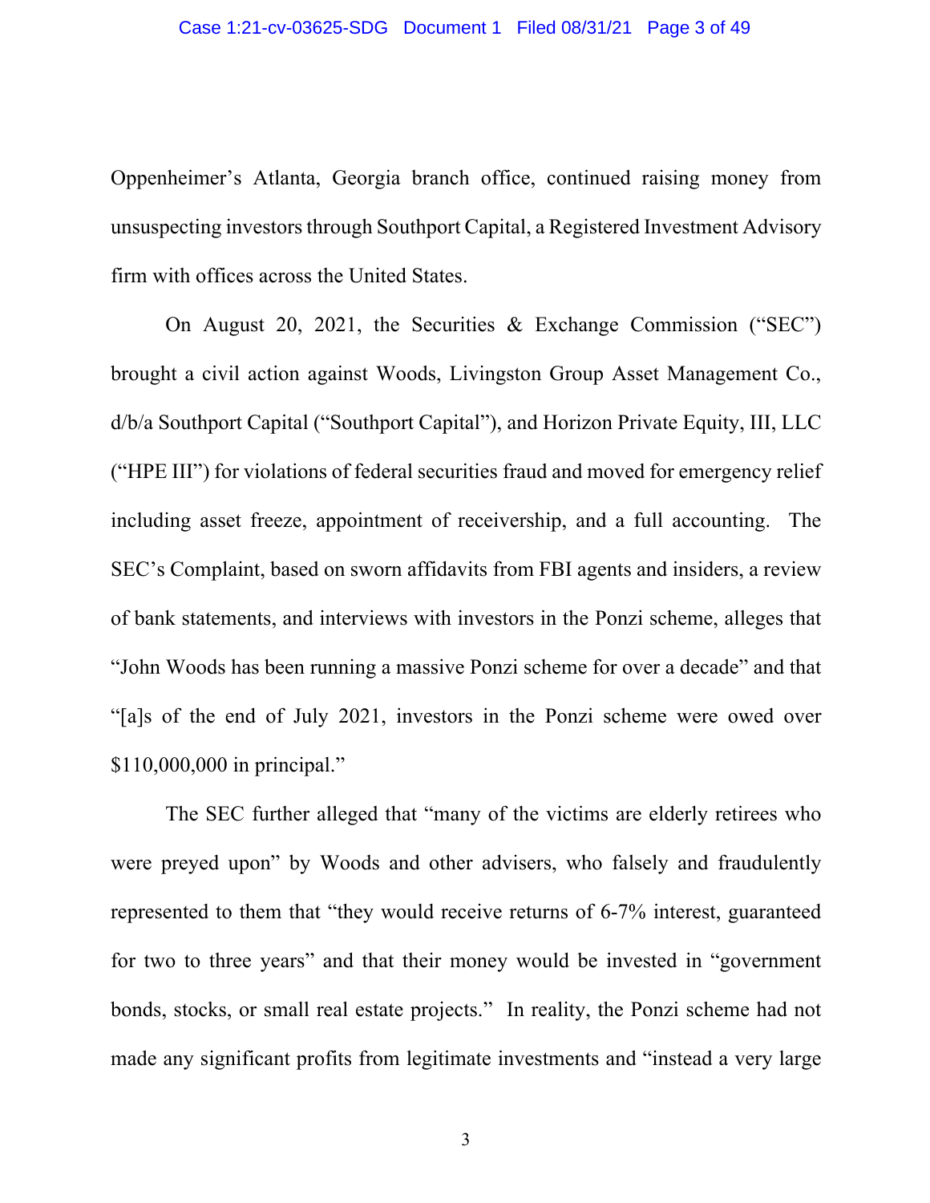Oppenheimer's Atlanta, Georgia branch office, continued raising money from unsuspecting investors through Southport Capital, a Registered Investment Advisory firm with offices across the United States.

On August 20, 2021, the Securities & Exchange Commission ("SEC") brought a civil action against Woods, Livingston Group Asset Management Co., d/b/a Southport Capital ("Southport Capital"), and Horizon Private Equity, III, LLC ("HPE III") for violations of federal securities fraud and moved for emergency relief including asset freeze, appointment of receivership, and a full accounting. The SEC's Complaint, based on sworn affidavits from FBI agents and insiders, a review of bank statements, and interviews with investors in the Ponzi scheme, alleges that "John Woods has been running a massive Ponzi scheme for over a decade" and that "[a]s of the end of July 2021, investors in the Ponzi scheme were owed over $110,000,000 in principal."

The SEC further alleged that "many of the victims are elderly retirees who were preyed upon" by Woods and other advisers, who falsely and fraudulently represented to them that "they would receive returns of 6-7% interest, guaranteed for two to three years" and that their money would be invested in "government bonds, stocks, or small real estate projects." In reality, the Ponzi scheme had not made any significant profits from legitimate investments and "instead a very large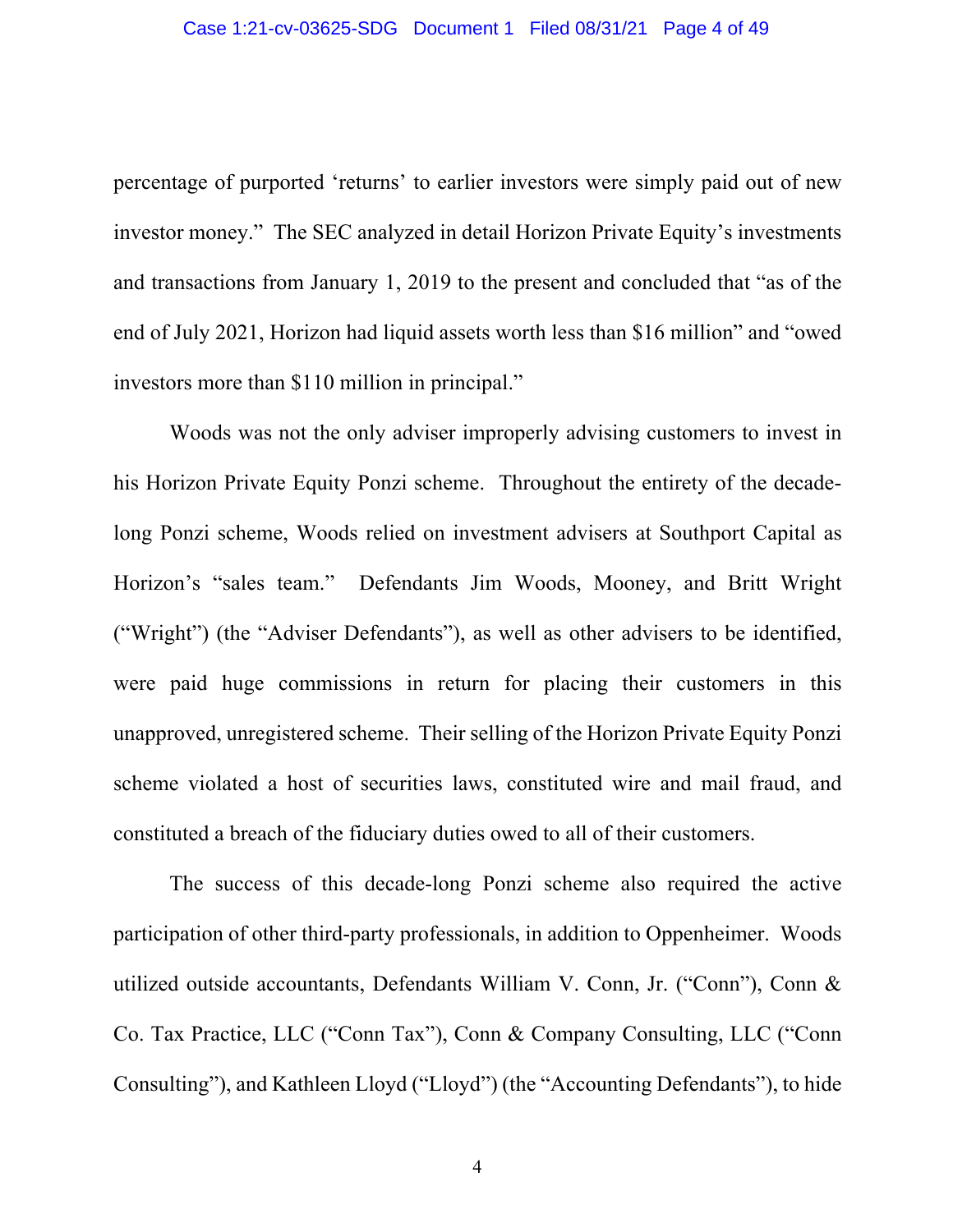percentage of purported 'returns' to earlier investors were simply paid out of new investor money." The SEC analyzed in detail Horizon Private Equity's investments and transactions from January 1, 2019 to the present and concluded that "as of the end of July 2021, Horizon had liquid assets worth less than $16 million" and "owed investors more than $110 million in principal."

Woods was not the only adviser improperly advising customers to invest in his Horizon Private Equity Ponzi scheme. Throughout the entirety of the decade-long Ponzi scheme, Woods relied on investment advisers at Southport Capital as Horizon's "sales team." Defendants Jim Woods, Mooney, and Britt Wright ("Wright") (the "Adviser Defendants"), as well as other advisers to be identified, were paid huge commissions in return for placing their customers in this unapproved, unregistered scheme. Their selling of the Horizon Private Equity Ponzi scheme violated a host of securities laws, constituted wire and mail fraud, and constituted a breach of the fiduciary duties owed to all of their customers.

The success of this decade-long Ponzi scheme also required the active participation of other third-party professionals, in addition to Oppenheimer. Woods utilized outside accountants, Defendants William V. Conn, Jr. ("Conn"), Conn & Co. Tax Practice, LLC ("Conn Tax"), Conn & Company Consulting, LLC ("Conn Consulting"), and Kathleen Lloyd ("Lloyd") (the "Accounting Defendants"), to hide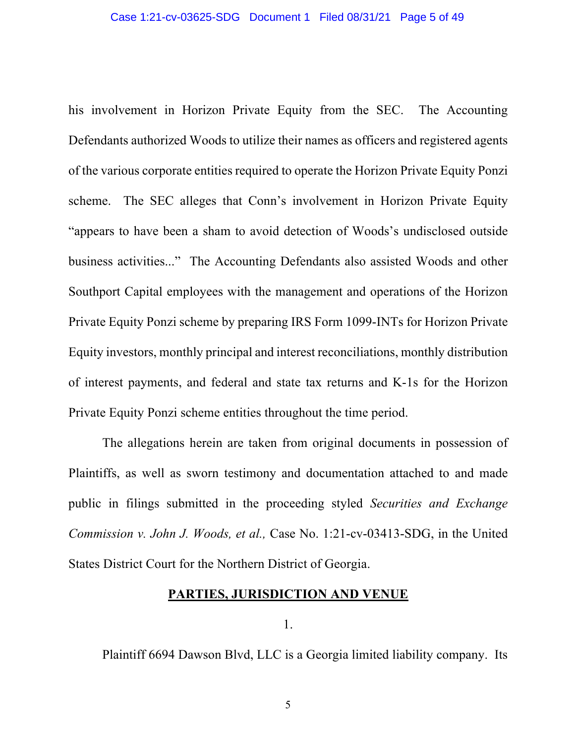his involvement in Horizon Private Equity from the SEC. The Accounting Defendants authorized Woods to utilize their names as officers and registered agents of the various corporate entities required to operate the Horizon Private Equity Ponzi scheme. The SEC alleges that Conn's involvement in Horizon Private Equity "appears to have been a sham to avoid detection of Woods's undisclosed outside business activities..." The Accounting Defendants also assisted Woods and other Southport Capital employees with the management and operations of the Horizon Private Equity Ponzi scheme by preparing IRS Form 1099-INTs for Horizon Private Equity investors, monthly principal and interest reconciliations, monthly distribution of interest payments, and federal and state tax returns and K-1s for the Horizon Private Equity Ponzi scheme entities throughout the time period.

The allegations herein are taken from original documents in possession of Plaintiffs, as well as sworn testimony and documentation attached to and made public in filings submitted in the proceeding styled *Securities and Exchange Commission v. John J. Woods, et al.,* Case No. 1:21-cv-03413-SDG, in the United States District Court for the Northern District of Georgia.

## PARTIES, JURISDICTION AND VENUE

1.

Plaintiff 6694 Dawson Blvd, LLC is a Georgia limited liability company. Its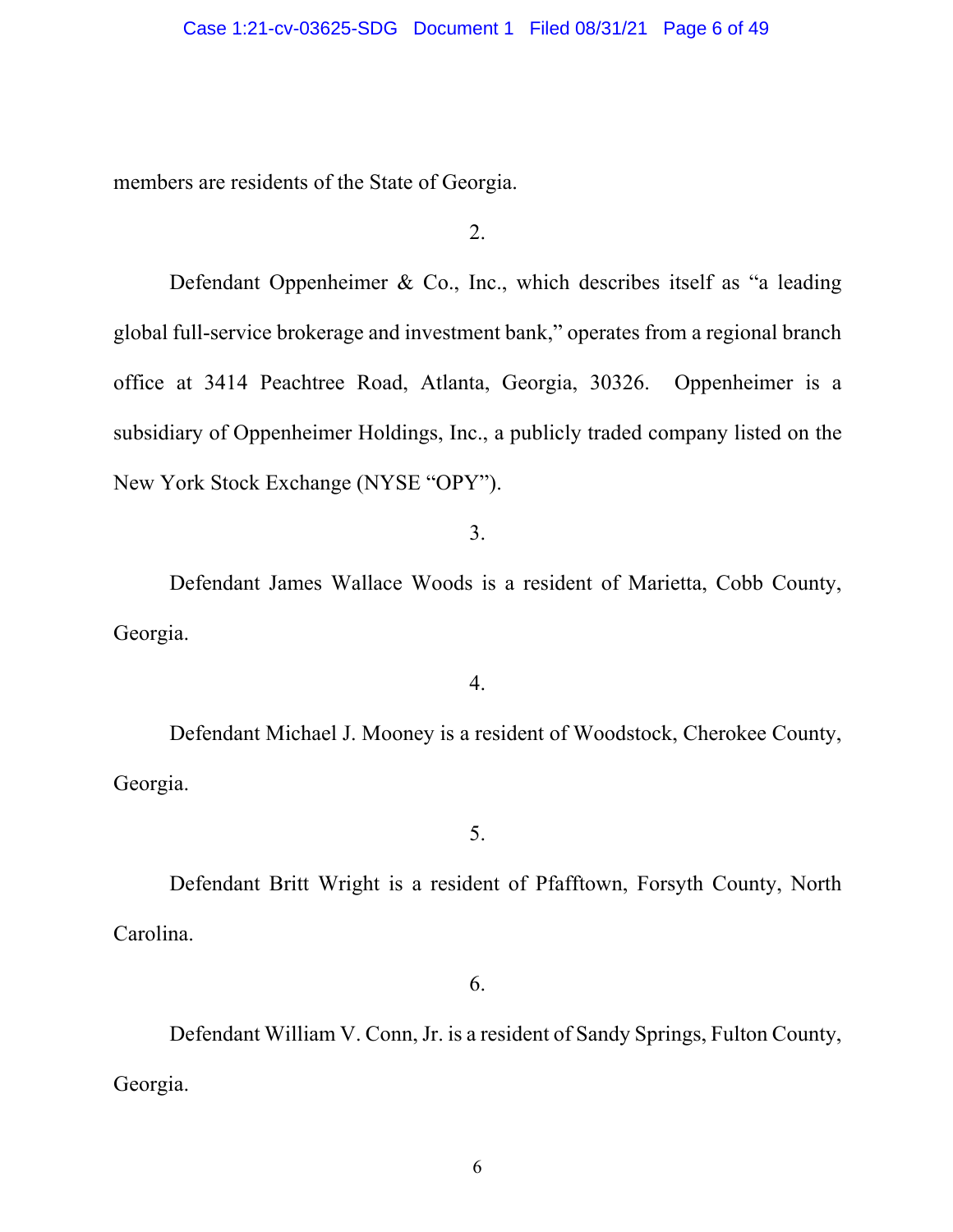members are residents of the State of Georgia.

2.

Defendant Oppenheimer & Co., Inc., which describes itself as "a leading global full-service brokerage and investment bank," operates from a regional branch office at 3414 Peachtree Road, Atlanta, Georgia, 30326. Oppenheimer is a subsidiary of Oppenheimer Holdings, Inc., a publicly traded company listed on the New York Stock Exchange (NYSE "OPY").

3.

Defendant James Wallace Woods is a resident of Marietta, Cobb County, Georgia.

4.

Defendant Michael J. Mooney is a resident of Woodstock, Cherokee County, Georgia.

5.

Defendant Britt Wright is a resident of Pfafftown, Forsyth County, North Carolina.

6.

Defendant William V. Conn, Jr. is a resident of Sandy Springs, Fulton County, Georgia.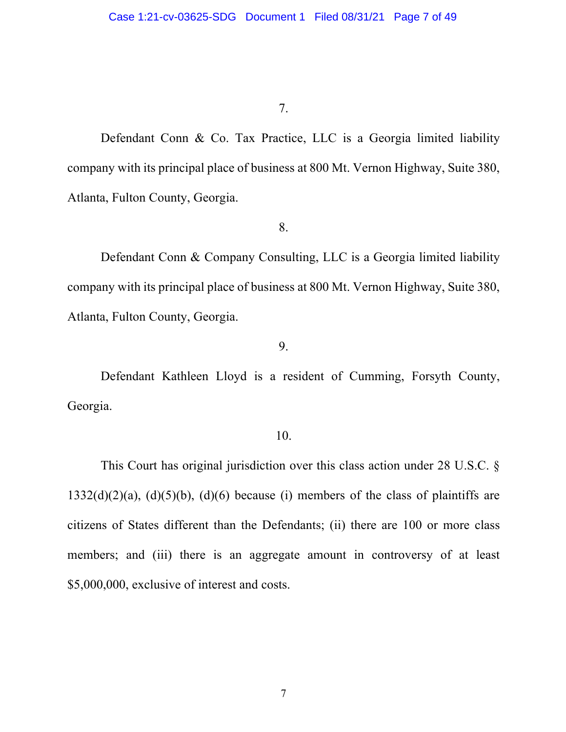7.

Defendant Conn & Co. Tax Practice, LLC is a Georgia limited liability company with its principal place of business at 800 Mt. Vernon Highway, Suite 380, Atlanta, Fulton County, Georgia.

8.

Defendant Conn & Company Consulting, LLC is a Georgia limited liability company with its principal place of business at 800 Mt. Vernon Highway, Suite 380, Atlanta, Fulton County, Georgia.

9.

Defendant Kathleen Lloyd is a resident of Cumming, Forsyth County, Georgia.

10.

This Court has original jurisdiction over this class action under 28 U.S.C. § 1332(d)(2)(a), (d)(5)(b), (d)(6) because (i) members of the class of plaintiffs are citizens of States different than the Defendants; (ii) there are 100 or more class members; and (iii) there is an aggregate amount in controversy of at least $5,000,000, exclusive of interest and costs.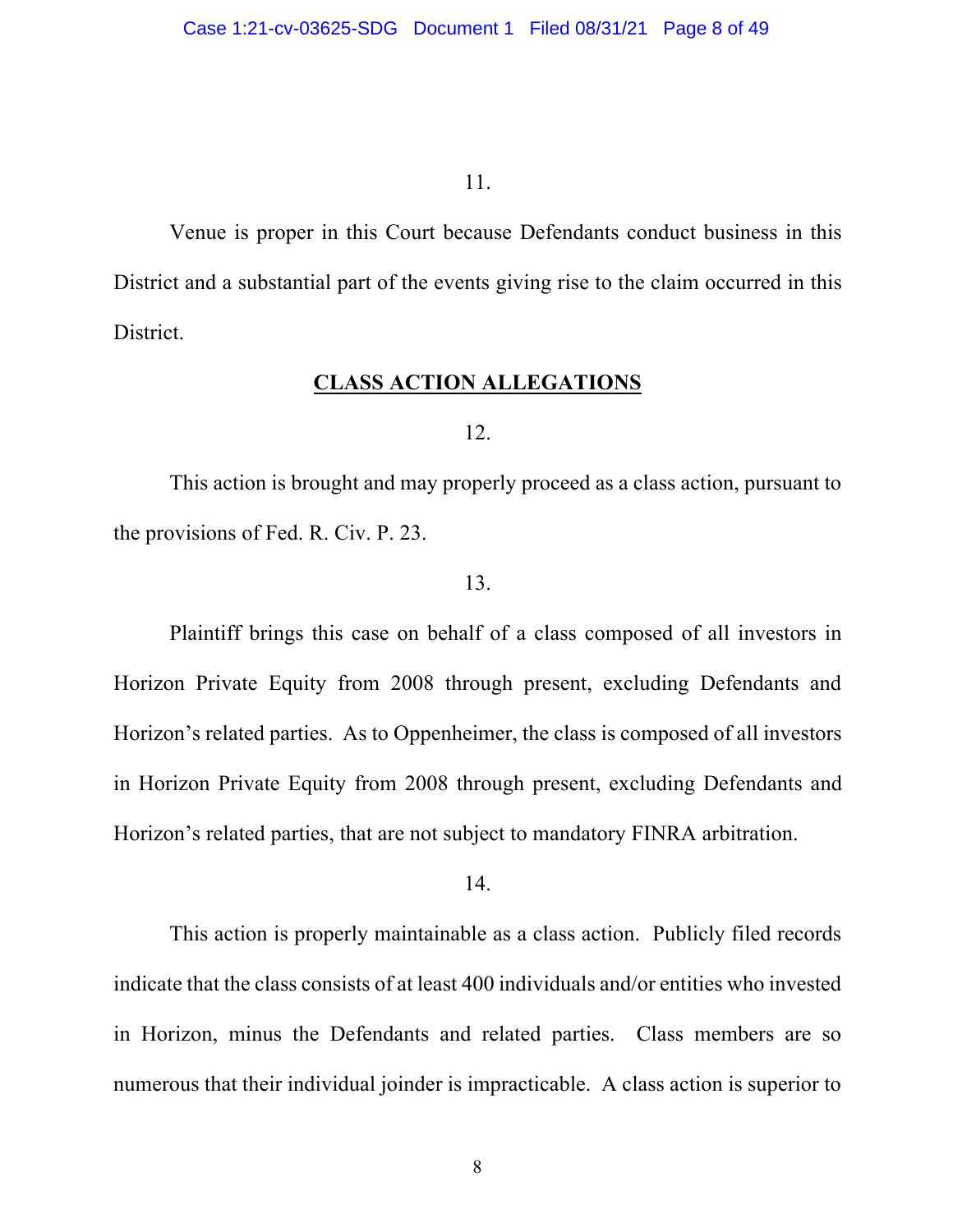11.

Venue is proper in this Court because Defendants conduct business in this District and a substantial part of the events giving rise to the claim occurred in this District.

## CLASS ACTION ALLEGATIONS

12.

This action is brought and may properly proceed as a class action, pursuant to the provisions of Fed. R. Civ. P. 23.

13.

Plaintiff brings this case on behalf of a class composed of all investors in Horizon Private Equity from 2008 through present, excluding Defendants and Horizon's related parties. As to Oppenheimer, the class is composed of all investors in Horizon Private Equity from 2008 through present, excluding Defendants and Horizon's related parties, that are not subject to mandatory FINRA arbitration.

14.

This action is properly maintainable as a class action. Publicly filed records indicate that the class consists of at least 400 individuals and/or entities who invested in Horizon, minus the Defendants and related parties. Class members are so numerous that their individual joinder is impracticable. A class action is superior to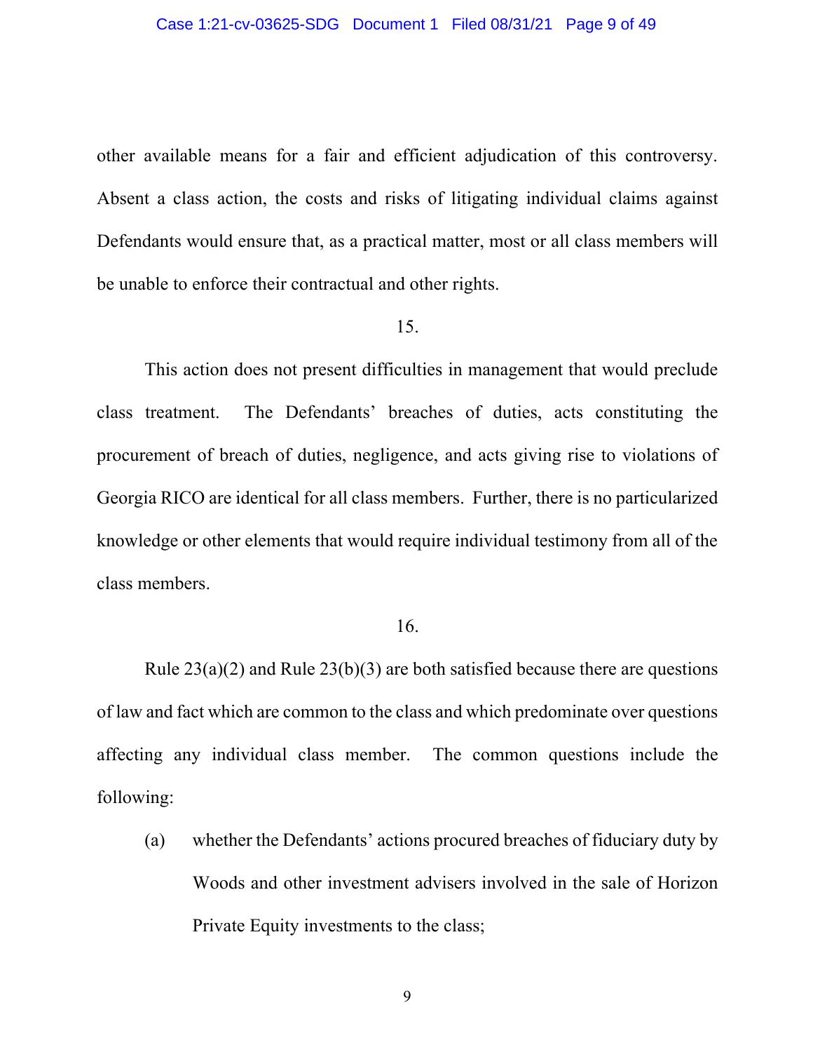other available means for a fair and efficient adjudication of this controversy. Absent a class action, the costs and risks of litigating individual claims against Defendants would ensure that, as a practical matter, most or all class members will be unable to enforce their contractual and other rights.

15.

This action does not present difficulties in management that would preclude class treatment. The Defendants' breaches of duties, acts constituting the procurement of breach of duties, negligence, and acts giving rise to violations of Georgia RICO are identical for all class members. Further, there is no particularized knowledge or other elements that would require individual testimony from all of the class members.

16.

Rule 23(a)(2) and Rule 23(b)(3) are both satisfied because there are questions of law and fact which are common to the class and which predominate over questions affecting any individual class member. The common questions include the following:

(a) whether the Defendants' actions procured breaches of fiduciary duty by Woods and other investment advisers involved in the sale of Horizon Private Equity investments to the class;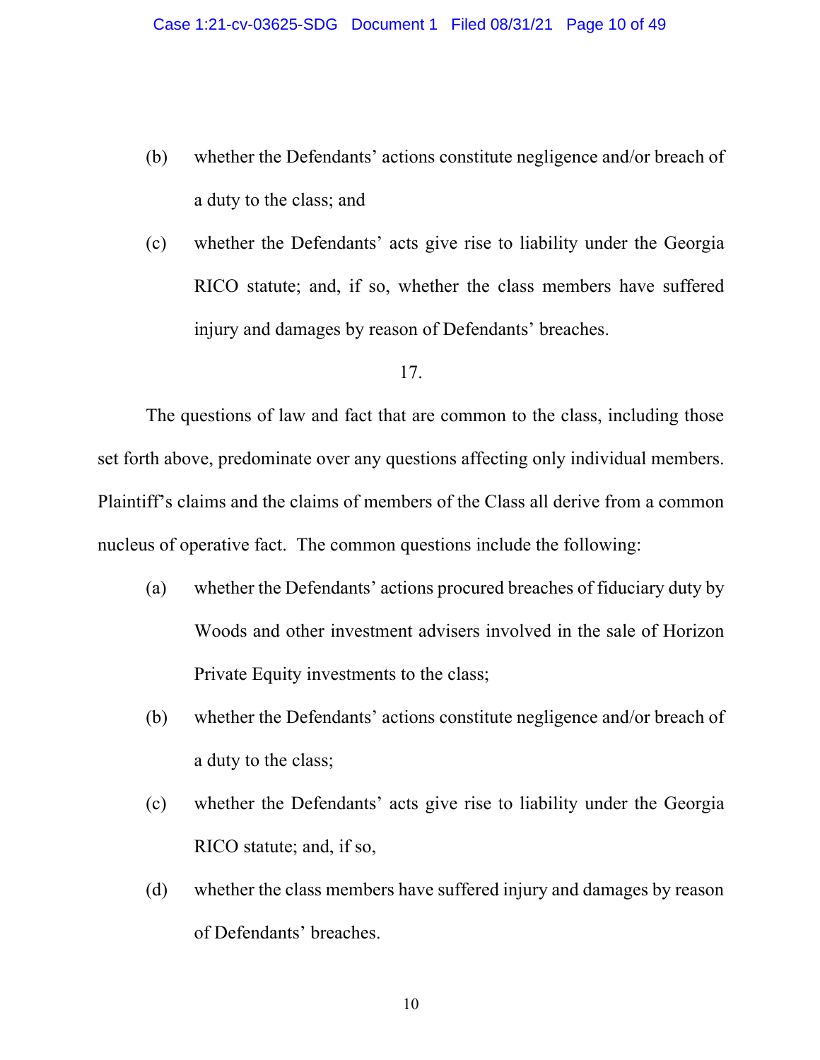(b) whether the Defendants' actions constitute negligence and/or breach of a duty to the class; and

(c) whether the Defendants' acts give rise to liability under the Georgia RICO statute; and, if so, whether the class members have suffered injury and damages by reason of Defendants' breaches.

17.

The questions of law and fact that are common to the class, including those set forth above, predominate over any questions affecting only individual members. Plaintiff's claims and the claims of members of the Class all derive from a common nucleus of operative fact. The common questions include the following:

(a) whether the Defendants' actions procured breaches of fiduciary duty by Woods and other investment advisers involved in the sale of Horizon Private Equity investments to the class;

(b) whether the Defendants' actions constitute negligence and/or breach of a duty to the class;

(c) whether the Defendants' acts give rise to liability under the Georgia RICO statute; and, if so,

(d) whether the class members have suffered injury and damages by reason of Defendants' breaches.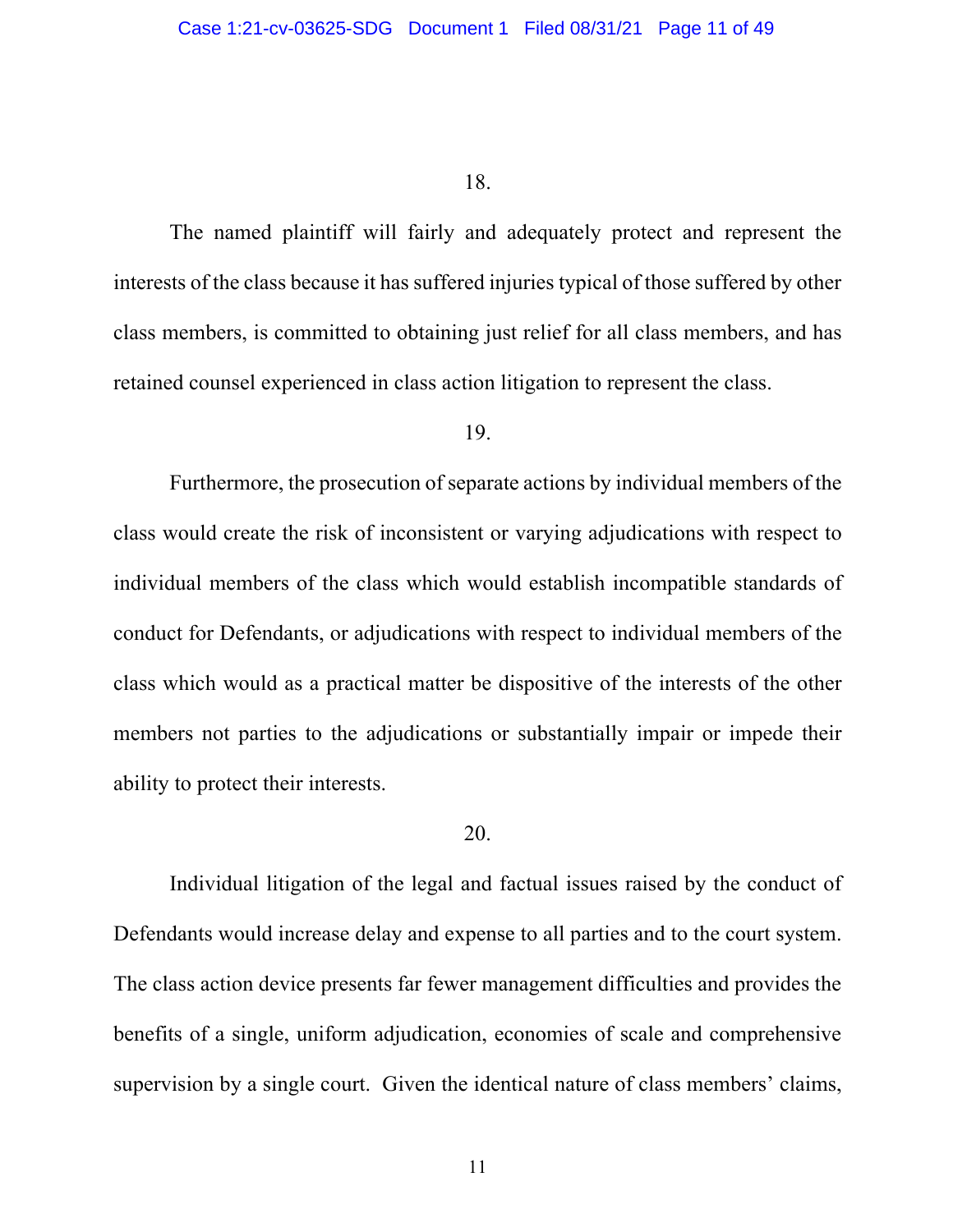18.

The named plaintiff will fairly and adequately protect and represent the interests of the class because it has suffered injuries typical of those suffered by other class members, is committed to obtaining just relief for all class members, and has retained counsel experienced in class action litigation to represent the class.

19.

Furthermore, the prosecution of separate actions by individual members of the class would create the risk of inconsistent or varying adjudications with respect to individual members of the class which would establish incompatible standards of conduct for Defendants, or adjudications with respect to individual members of the class which would as a practical matter be dispositive of the interests of the other members not parties to the adjudications or substantially impair or impede their ability to protect their interests.

20.

Individual litigation of the legal and factual issues raised by the conduct of Defendants would increase delay and expense to all parties and to the court system. The class action device presents far fewer management difficulties and provides the benefits of a single, uniform adjudication, economies of scale and comprehensive supervision by a single court. Given the identical nature of class members' claims,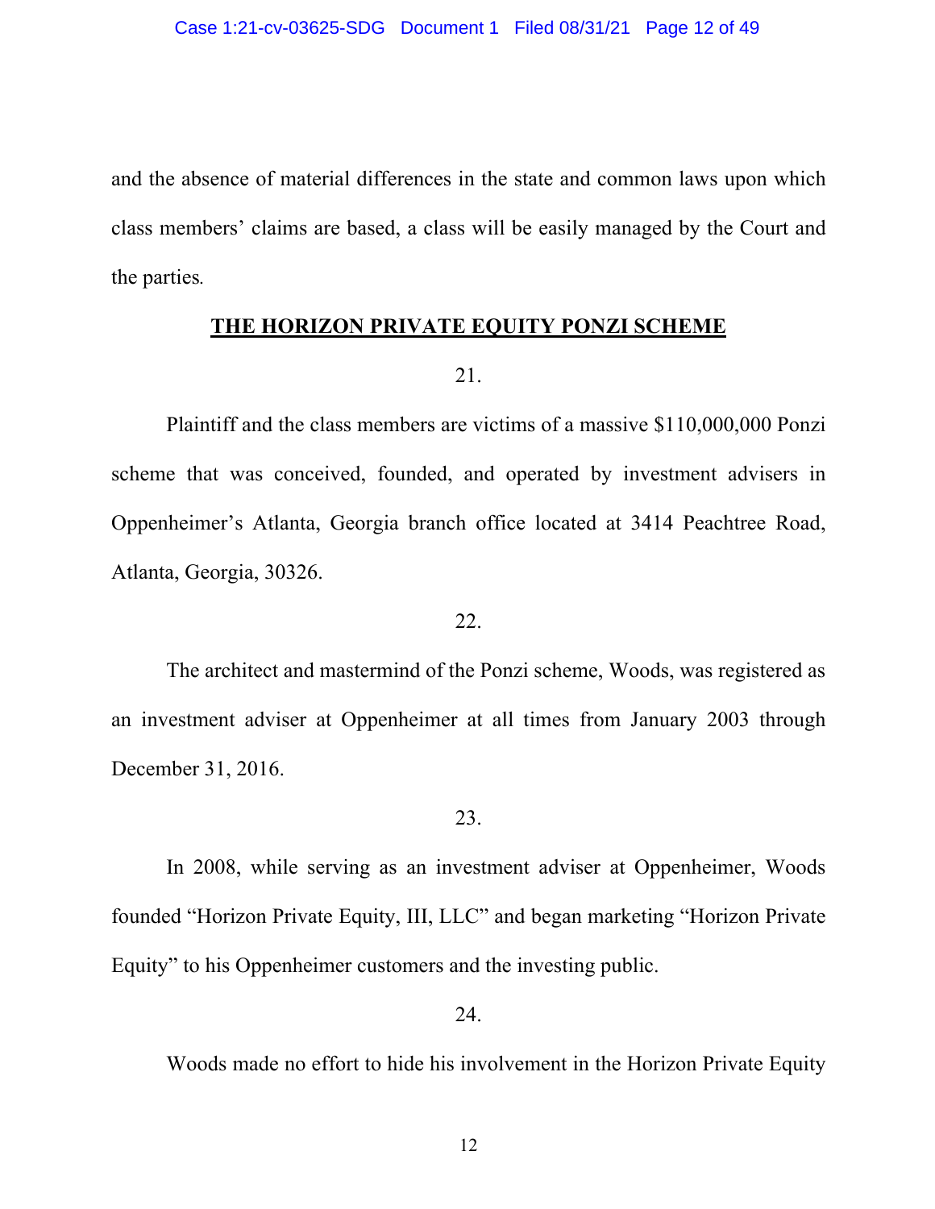and the absence of material differences in the state and common laws upon which class members' claims are based, a class will be easily managed by the Court and the parties.

## THE HORIZON PRIVATE EQUITY PONZI SCHEME

21.

Plaintiff and the class members are victims of a massive $110,000,000 Ponzi scheme that was conceived, founded, and operated by investment advisers in Oppenheimer's Atlanta, Georgia branch office located at 3414 Peachtree Road, Atlanta, Georgia, 30326.

22.

The architect and mastermind of the Ponzi scheme, Woods, was registered as an investment adviser at Oppenheimer at all times from January 2003 through December 31, 2016.

23.

In 2008, while serving as an investment adviser at Oppenheimer, Woods founded "Horizon Private Equity, III, LLC" and began marketing "Horizon Private Equity" to his Oppenheimer customers and the investing public.

24.

Woods made no effort to hide his involvement in the Horizon Private Equity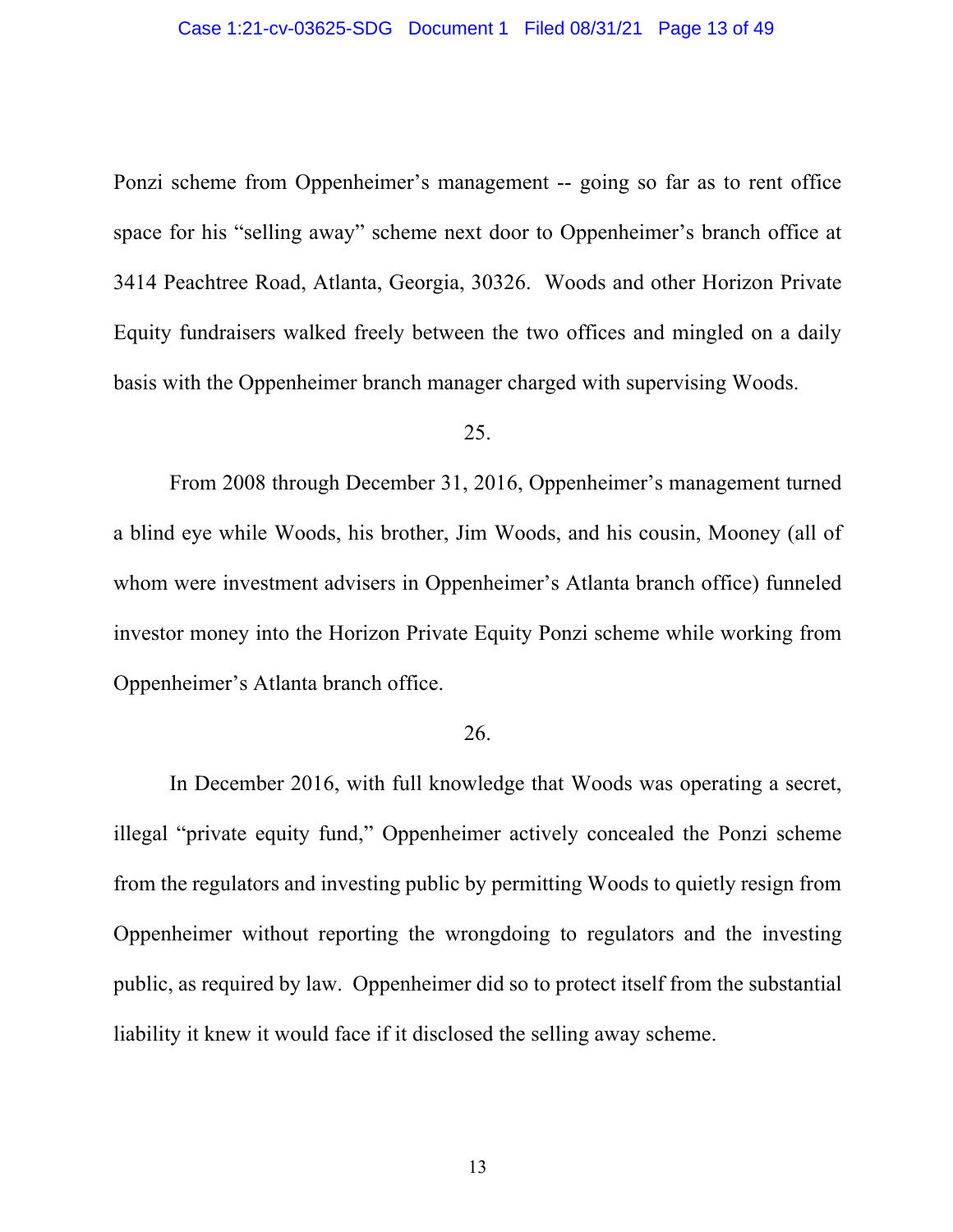Ponzi scheme from Oppenheimer's management -- going so far as to rent office space for his "selling away" scheme next door to Oppenheimer's branch office at 3414 Peachtree Road, Atlanta, Georgia, 30326. Woods and other Horizon Private Equity fundraisers walked freely between the two offices and mingled on a daily basis with the Oppenheimer branch manager charged with supervising Woods.

25.

From 2008 through December 31, 2016, Oppenheimer's management turned a blind eye while Woods, his brother, Jim Woods, and his cousin, Mooney (all of whom were investment advisers in Oppenheimer's Atlanta branch office) funneled investor money into the Horizon Private Equity Ponzi scheme while working from Oppenheimer's Atlanta branch office.

26.

In December 2016, with full knowledge that Woods was operating a secret, illegal "private equity fund," Oppenheimer actively concealed the Ponzi scheme from the regulators and investing public by permitting Woods to quietly resign from Oppenheimer without reporting the wrongdoing to regulators and the investing public, as required by law. Oppenheimer did so to protect itself from the substantial liability it knew it would face if it disclosed the selling away scheme.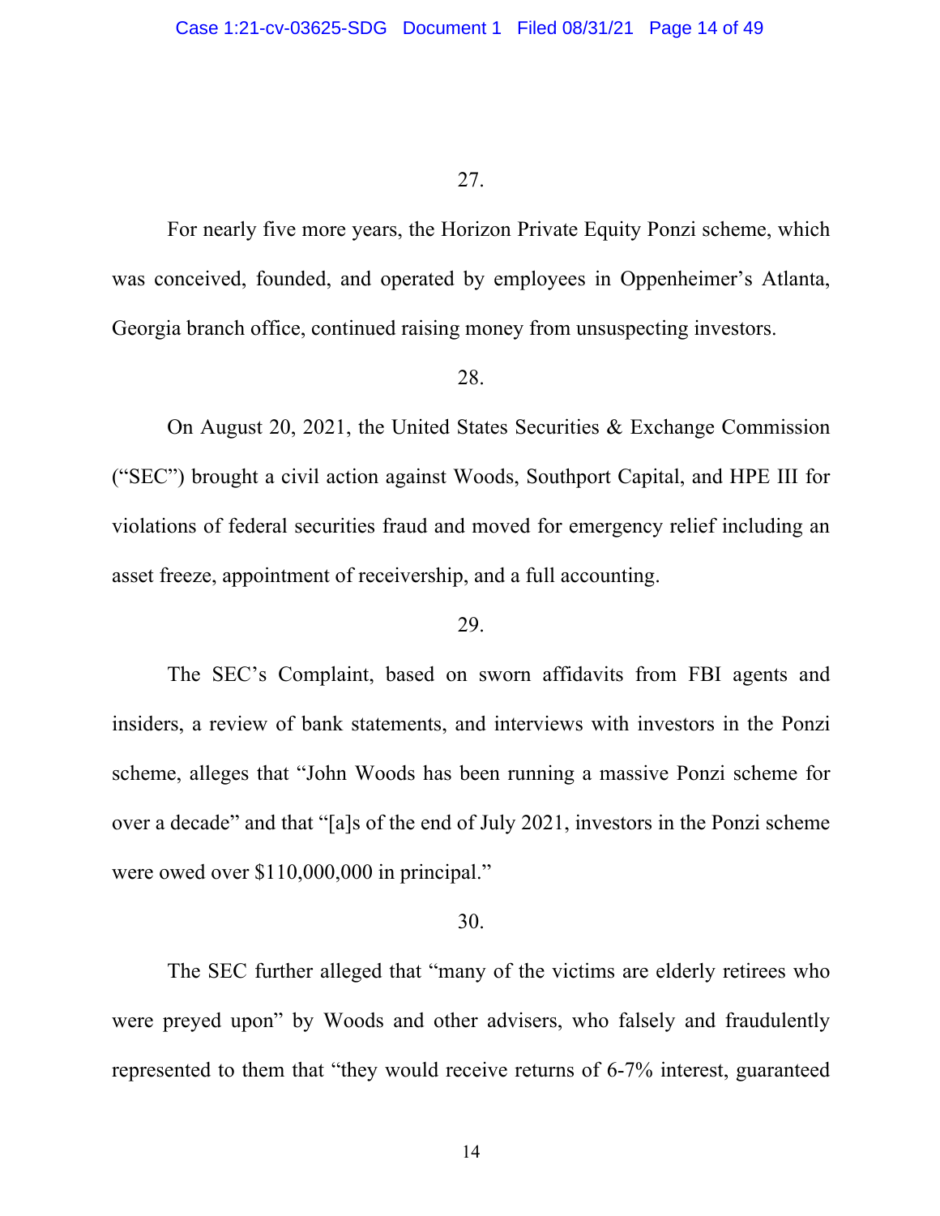27.

For nearly five more years, the Horizon Private Equity Ponzi scheme, which was conceived, founded, and operated by employees in Oppenheimer's Atlanta, Georgia branch office, continued raising money from unsuspecting investors.

28.

On August 20, 2021, the United States Securities & Exchange Commission ("SEC") brought a civil action against Woods, Southport Capital, and HPE III for violations of federal securities fraud and moved for emergency relief including an asset freeze, appointment of receivership, and a full accounting.

29.

The SEC's Complaint, based on sworn affidavits from FBI agents and insiders, a review of bank statements, and interviews with investors in the Ponzi scheme, alleges that "John Woods has been running a massive Ponzi scheme for over a decade" and that "[a]s of the end of July 2021, investors in the Ponzi scheme were owed over $110,000,000 in principal."

30.

The SEC further alleged that "many of the victims are elderly retirees who were preyed upon" by Woods and other advisers, who falsely and fraudulently represented to them that "they would receive returns of 6-7% interest, guaranteed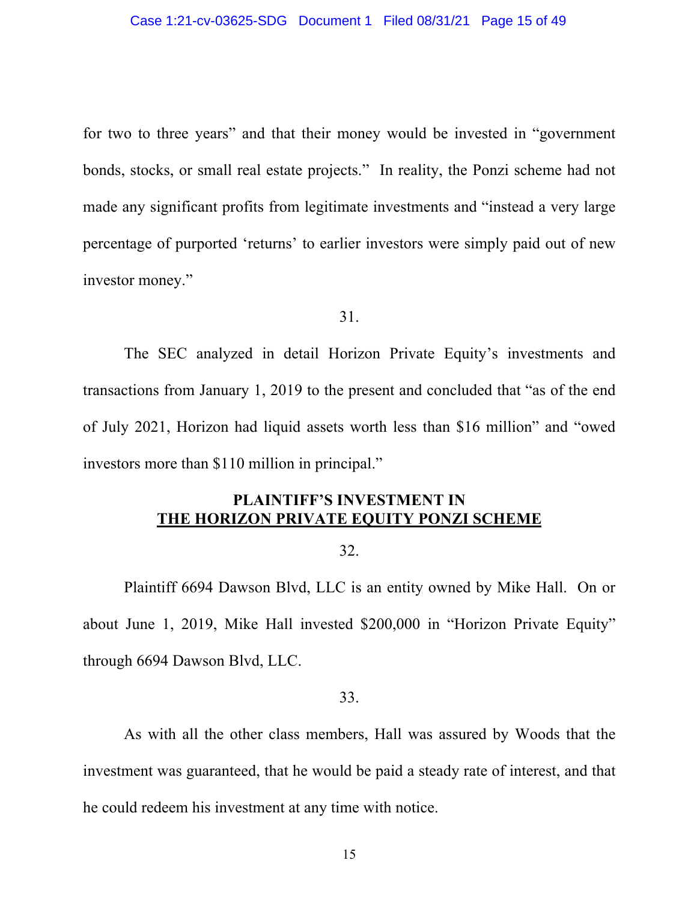for two to three years" and that their money would be invested in "government bonds, stocks, or small real estate projects." In reality, the Ponzi scheme had not made any significant profits from legitimate investments and "instead a very large percentage of purported 'returns' to earlier investors were simply paid out of new investor money."

31.

The SEC analyzed in detail Horizon Private Equity's investments and transactions from January 1, 2019 to the present and concluded that "as of the end of July 2021, Horizon had liquid assets worth less than $16 million" and "owed investors more than $110 million in principal."

## PLAINTIFF'S INVESTMENT IN THE HORIZON PRIVATE EQUITY PONZI SCHEME

32.

Plaintiff 6694 Dawson Blvd, LLC is an entity owned by Mike Hall. On or about June 1, 2019, Mike Hall invested $200,000 in "Horizon Private Equity" through 6694 Dawson Blvd, LLC.

33.

As with all the other class members, Hall was assured by Woods that the investment was guaranteed, that he would be paid a steady rate of interest, and that he could redeem his investment at any time with notice.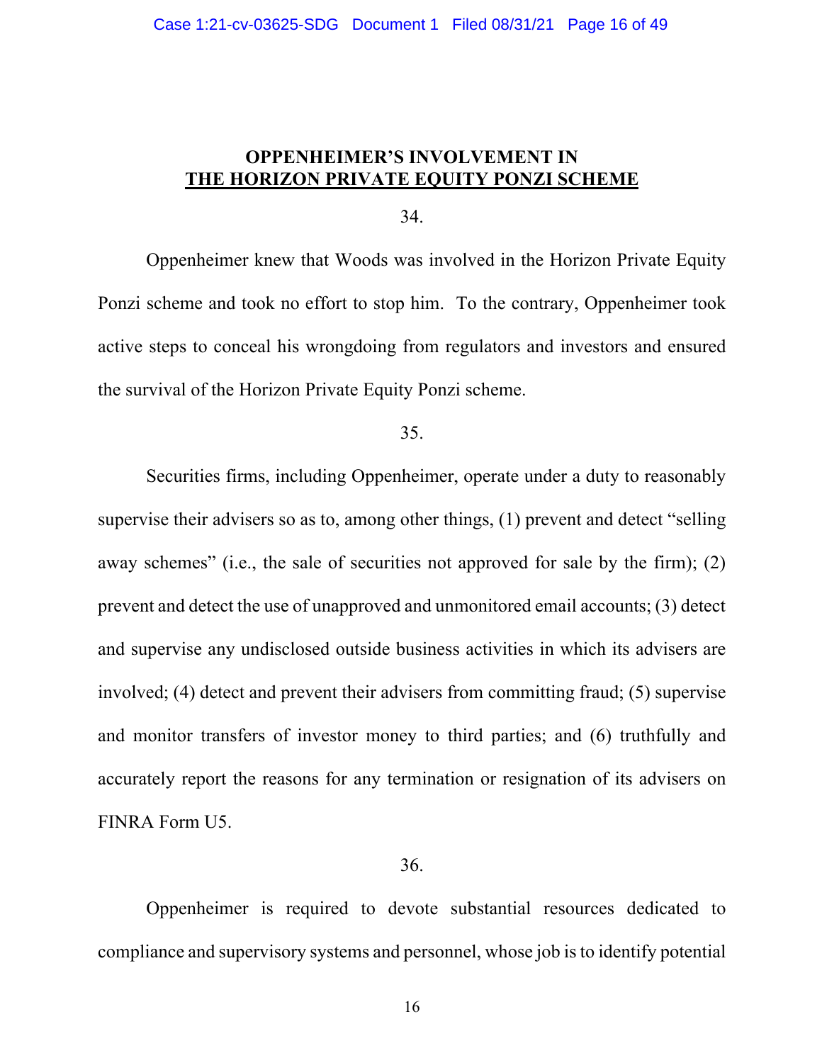## OPPENHEIMER'S INVOLVEMENT IN THE HORIZON PRIVATE EQUITY PONZI SCHEME

34.

Oppenheimer knew that Woods was involved in the Horizon Private Equity Ponzi scheme and took no effort to stop him. To the contrary, Oppenheimer took active steps to conceal his wrongdoing from regulators and investors and ensured the survival of the Horizon Private Equity Ponzi scheme.

35.

Securities firms, including Oppenheimer, operate under a duty to reasonably supervise their advisers so as to, among other things, (1) prevent and detect "selling away schemes" (i.e., the sale of securities not approved for sale by the firm); (2) prevent and detect the use of unapproved and unmonitored email accounts; (3) detect and supervise any undisclosed outside business activities in which its advisers are involved; (4) detect and prevent their advisers from committing fraud; (5) supervise and monitor transfers of investor money to third parties; and (6) truthfully and accurately report the reasons for any termination or resignation of its advisers on FINRA Form U5.

36.

Oppenheimer is required to devote substantial resources dedicated to compliance and supervisory systems and personnel, whose job is to identify potential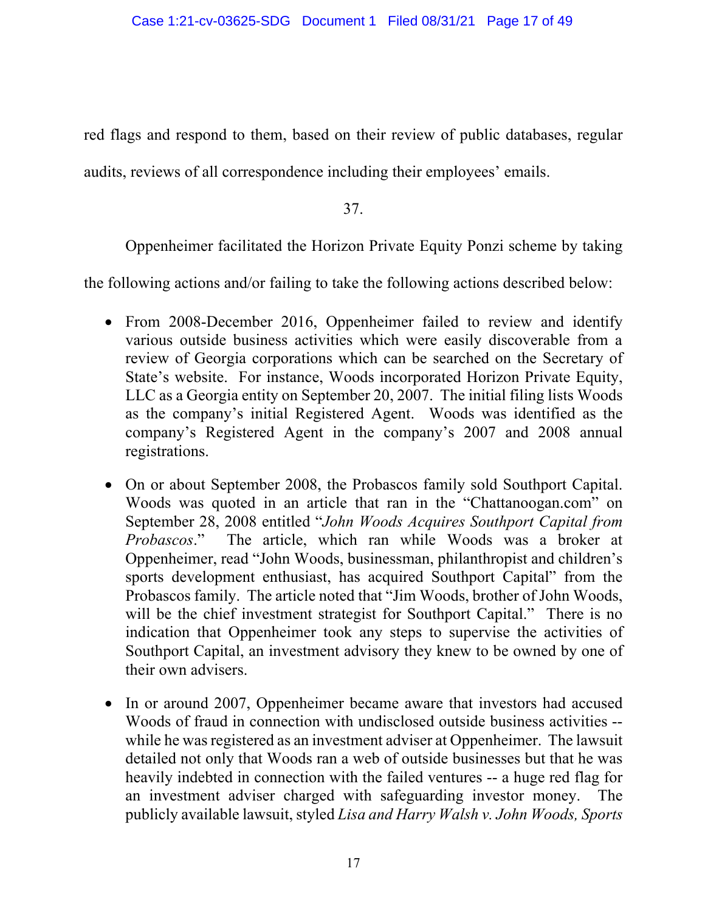red flags and respond to them, based on their review of public databases, regular audits, reviews of all correspondence including their employees' emails.

37.

Oppenheimer facilitated the Horizon Private Equity Ponzi scheme by taking the following actions and/or failing to take the following actions described below:

- From 2008-December 2016, Oppenheimer failed to review and identify various outside business activities which were easily discoverable from a review of Georgia corporations which can be searched on the Secretary of State's website. For instance, Woods incorporated Horizon Private Equity, LLC as a Georgia entity on September 20, 2007. The initial filing lists Woods as the company's initial Registered Agent. Woods was identified as the company's Registered Agent in the company's 2007 and 2008 annual registrations.

- On or about September 2008, the Probascos family sold Southport Capital. Woods was quoted in an article that ran in the "Chattanoogan.com" on September 28, 2008 entitled "*John Woods Acquires Southport Capital from Probascos*." The article, which ran while Woods was a broker at Oppenheimer, read "John Woods, businessman, philanthropist and children's sports development enthusiast, has acquired Southport Capital" from the Probascos family. The article noted that "Jim Woods, brother of John Woods, will be the chief investment strategist for Southport Capital." There is no indication that Oppenheimer took any steps to supervise the activities of Southport Capital, an investment advisory they knew to be owned by one of their own advisers.

- In or around 2007, Oppenheimer became aware that investors had accused Woods of fraud in connection with undisclosed outside business activities -- while he was registered as an investment adviser at Oppenheimer. The lawsuit detailed not only that Woods ran a web of outside businesses but that he was heavily indebted in connection with the failed ventures -- a huge red flag for an investment adviser charged with safeguarding investor money. The publicly available lawsuit, styled *Lisa and Harry Walsh v. John Woods, Sports*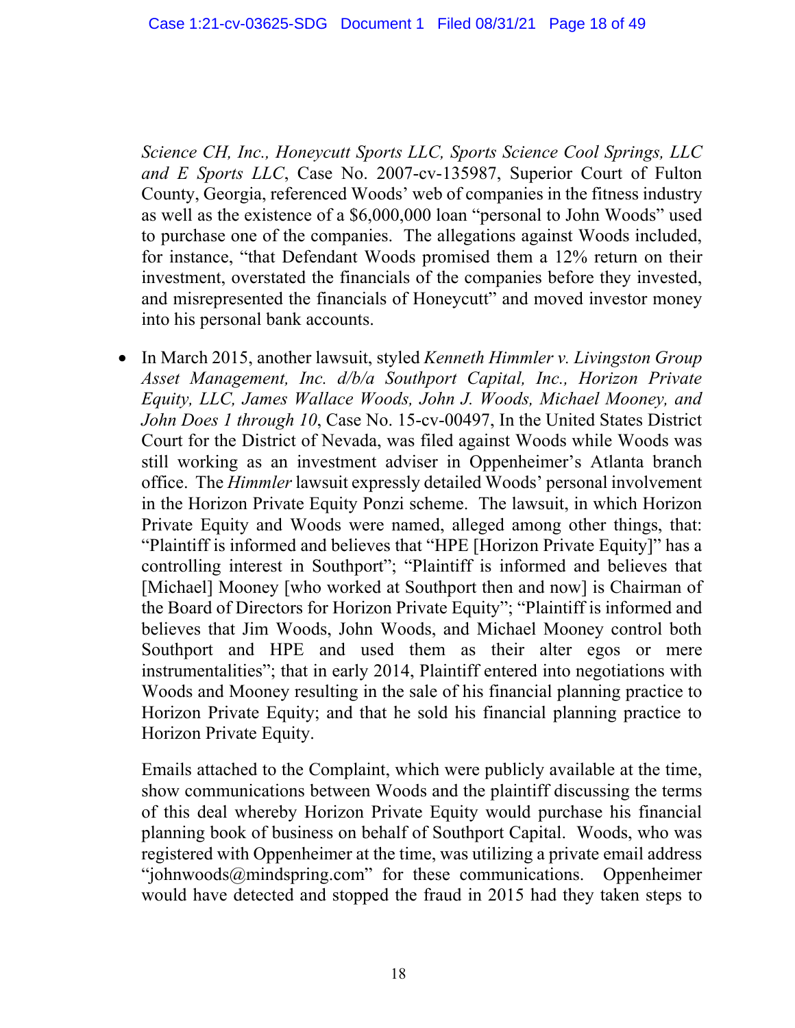*Science CH, Inc., Honeycutt Sports LLC, Sports Science Cool Springs, LLC and E Sports LLC*, Case No. 2007-cv-135987, Superior Court of Fulton County, Georgia, referenced Woods' web of companies in the fitness industry as well as the existence of a $6,000,000 loan "personal to John Woods" used to purchase one of the companies. The allegations against Woods included, for instance, "that Defendant Woods promised them a 12% return on their investment, overstated the financials of the companies before they invested, and misrepresented the financials of Honeycutt" and moved investor money into his personal bank accounts.

- In March 2015, another lawsuit, styled *Kenneth Himmler v. Livingston Group Asset Management, Inc. d/b/a Southport Capital, Inc., Horizon Private Equity, LLC, James Wallace Woods, John J. Woods, Michael Mooney, and John Does 1 through 10*, Case No. 15-cv-00497, In the United States District Court for the District of Nevada, was filed against Woods while Woods was still working as an investment adviser in Oppenheimer's Atlanta branch office. The *Himmler* lawsuit expressly detailed Woods' personal involvement in the Horizon Private Equity Ponzi scheme. The lawsuit, in which Horizon Private Equity and Woods were named, alleged among other things, that: "Plaintiff is informed and believes that "HPE [Horizon Private Equity]" has a controlling interest in Southport"; "Plaintiff is informed and believes that [Michael] Mooney [who worked at Southport then and now] is Chairman of the Board of Directors for Horizon Private Equity"; "Plaintiff is informed and believes that Jim Woods, John Woods, and Michael Mooney control both Southport and HPE and used them as their alter egos or mere instrumentalities"; that in early 2014, Plaintiff entered into negotiations with Woods and Mooney resulting in the sale of his financial planning practice to Horizon Private Equity; and that he sold his financial planning practice to Horizon Private Equity.

  Emails attached to the Complaint, which were publicly available at the time, show communications between Woods and the plaintiff discussing the terms of this deal whereby Horizon Private Equity would purchase his financial planning book of business on behalf of Southport Capital. Woods, who was registered with Oppenheimer at the time, was utilizing a private email address "johnwoods@mindspring.com" for these communications. Oppenheimer would have detected and stopped the fraud in 2015 had they taken steps to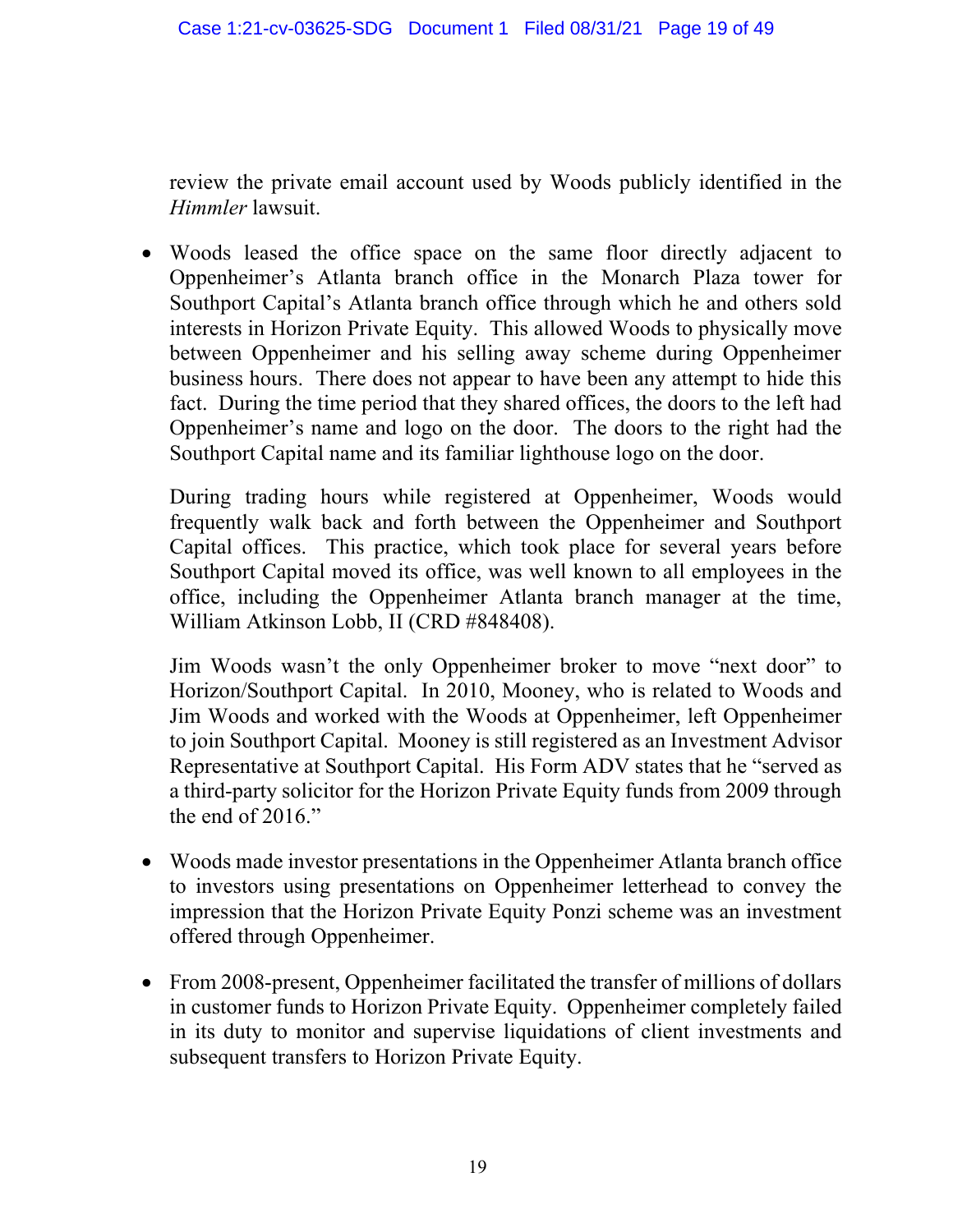review the private email account used by Woods publicly identified in the *Himmler* lawsuit.

- Woods leased the office space on the same floor directly adjacent to Oppenheimer's Atlanta branch office in the Monarch Plaza tower for Southport Capital's Atlanta branch office through which he and others sold interests in Horizon Private Equity. This allowed Woods to physically move between Oppenheimer and his selling away scheme during Oppenheimer business hours. There does not appear to have been any attempt to hide this fact. During the time period that they shared offices, the doors to the left had Oppenheimer's name and logo on the door. The doors to the right had the Southport Capital name and its familiar lighthouse logo on the door.

  During trading hours while registered at Oppenheimer, Woods would frequently walk back and forth between the Oppenheimer and Southport Capital offices. This practice, which took place for several years before Southport Capital moved its office, was well known to all employees in the office, including the Oppenheimer Atlanta branch manager at the time, William Atkinson Lobb, II (CRD #848408).

  Jim Woods wasn't the only Oppenheimer broker to move "next door" to Horizon/Southport Capital. In 2010, Mooney, who is related to Woods and Jim Woods and worked with the Woods at Oppenheimer, left Oppenheimer to join Southport Capital. Mooney is still registered as an Investment Advisor Representative at Southport Capital. His Form ADV states that he "served as a third-party solicitor for the Horizon Private Equity funds from 2009 through the end of 2016."

- Woods made investor presentations in the Oppenheimer Atlanta branch office to investors using presentations on Oppenheimer letterhead to convey the impression that the Horizon Private Equity Ponzi scheme was an investment offered through Oppenheimer.

- From 2008-present, Oppenheimer facilitated the transfer of millions of dollars in customer funds to Horizon Private Equity. Oppenheimer completely failed in its duty to monitor and supervise liquidations of client investments and subsequent transfers to Horizon Private Equity.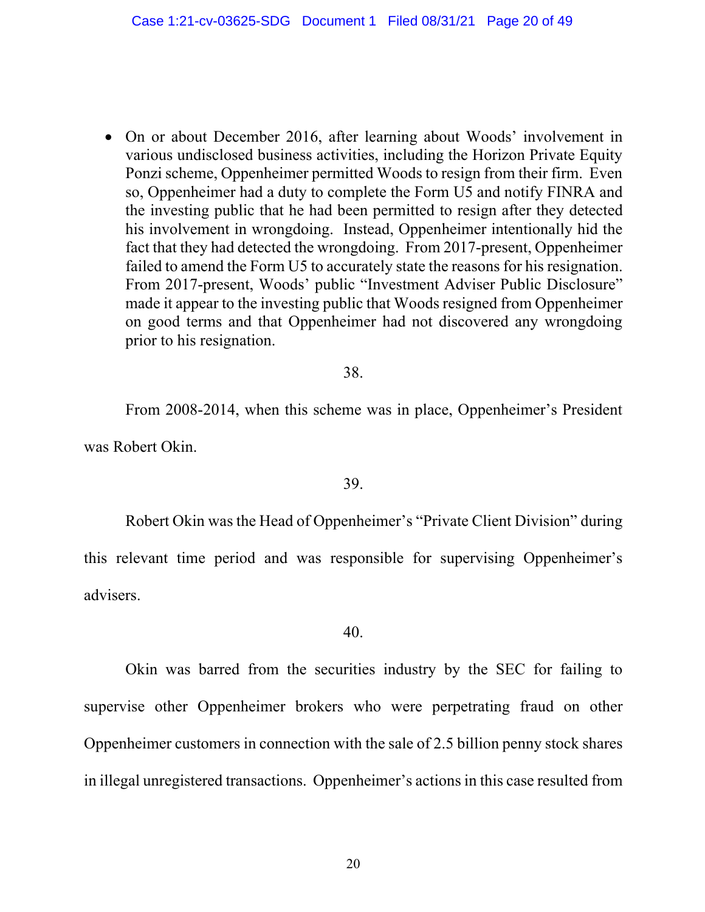- On or about December 2016, after learning about Woods' involvement in various undisclosed business activities, including the Horizon Private Equity Ponzi scheme, Oppenheimer permitted Woods to resign from their firm. Even so, Oppenheimer had a duty to complete the Form U5 and notify FINRA and the investing public that he had been permitted to resign after they detected his involvement in wrongdoing. Instead, Oppenheimer intentionally hid the fact that they had detected the wrongdoing. From 2017-present, Oppenheimer failed to amend the Form U5 to accurately state the reasons for his resignation. From 2017-present, Woods' public "Investment Adviser Public Disclosure" made it appear to the investing public that Woods resigned from Oppenheimer on good terms and that Oppenheimer had not discovered any wrongdoing prior to his resignation.

38.

From 2008-2014, when this scheme was in place, Oppenheimer's President was Robert Okin.

39.

Robert Okin was the Head of Oppenheimer's "Private Client Division" during this relevant time period and was responsible for supervising Oppenheimer's advisers.

40.

Okin was barred from the securities industry by the SEC for failing to supervise other Oppenheimer brokers who were perpetrating fraud on other Oppenheimer customers in connection with the sale of 2.5 billion penny stock shares in illegal unregistered transactions. Oppenheimer's actions in this case resulted from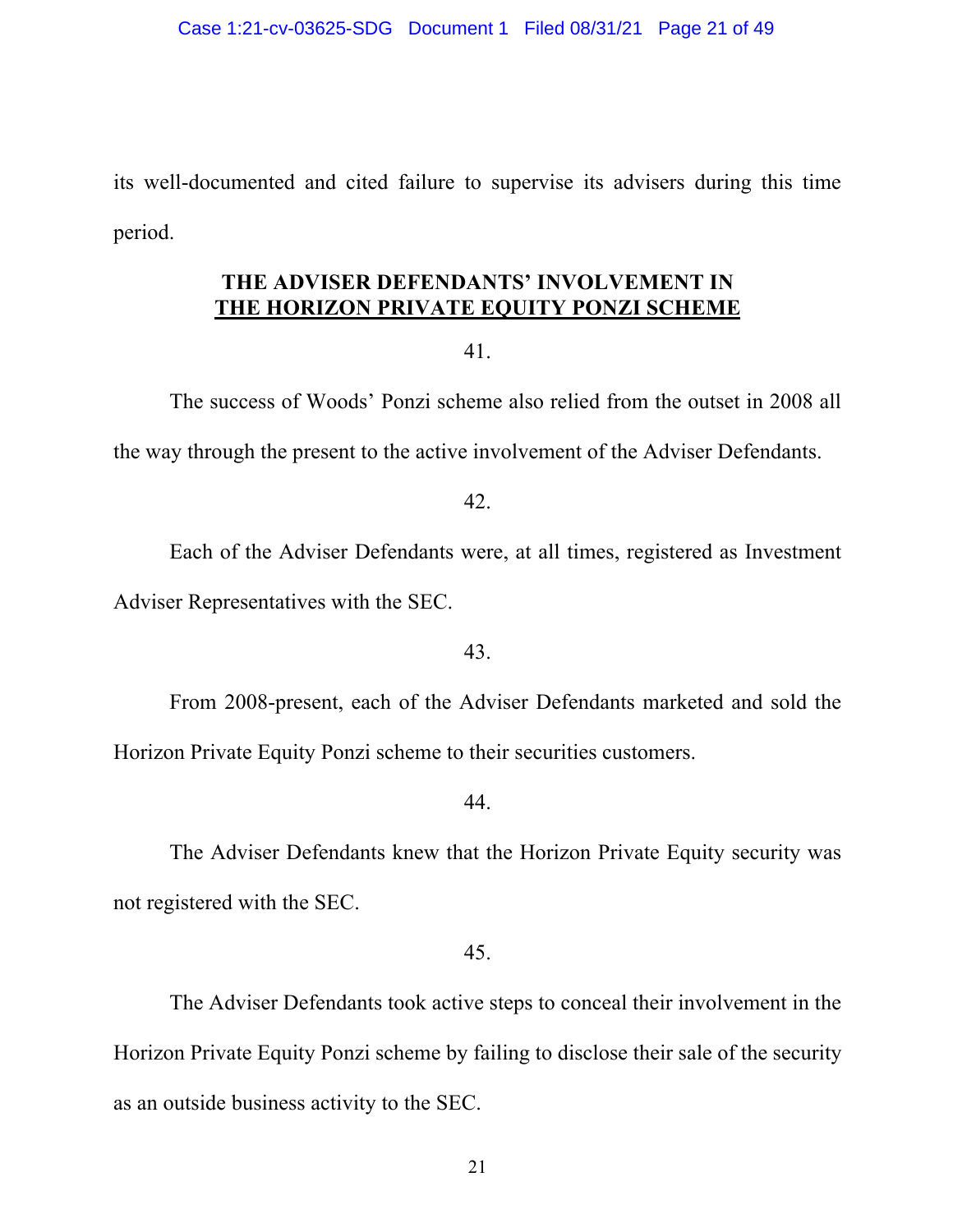its well-documented and cited failure to supervise its advisers during this time period.

## THE ADVISER DEFENDANTS' INVOLVEMENT IN THE HORIZON PRIVATE EQUITY PONZI SCHEME

41.

The success of Woods' Ponzi scheme also relied from the outset in 2008 all the way through the present to the active involvement of the Adviser Defendants.

42.

Each of the Adviser Defendants were, at all times, registered as Investment Adviser Representatives with the SEC.

43.

From 2008-present, each of the Adviser Defendants marketed and sold the Horizon Private Equity Ponzi scheme to their securities customers.

44.

The Adviser Defendants knew that the Horizon Private Equity security was not registered with the SEC.

45.

The Adviser Defendants took active steps to conceal their involvement in the Horizon Private Equity Ponzi scheme by failing to disclose their sale of the security as an outside business activity to the SEC.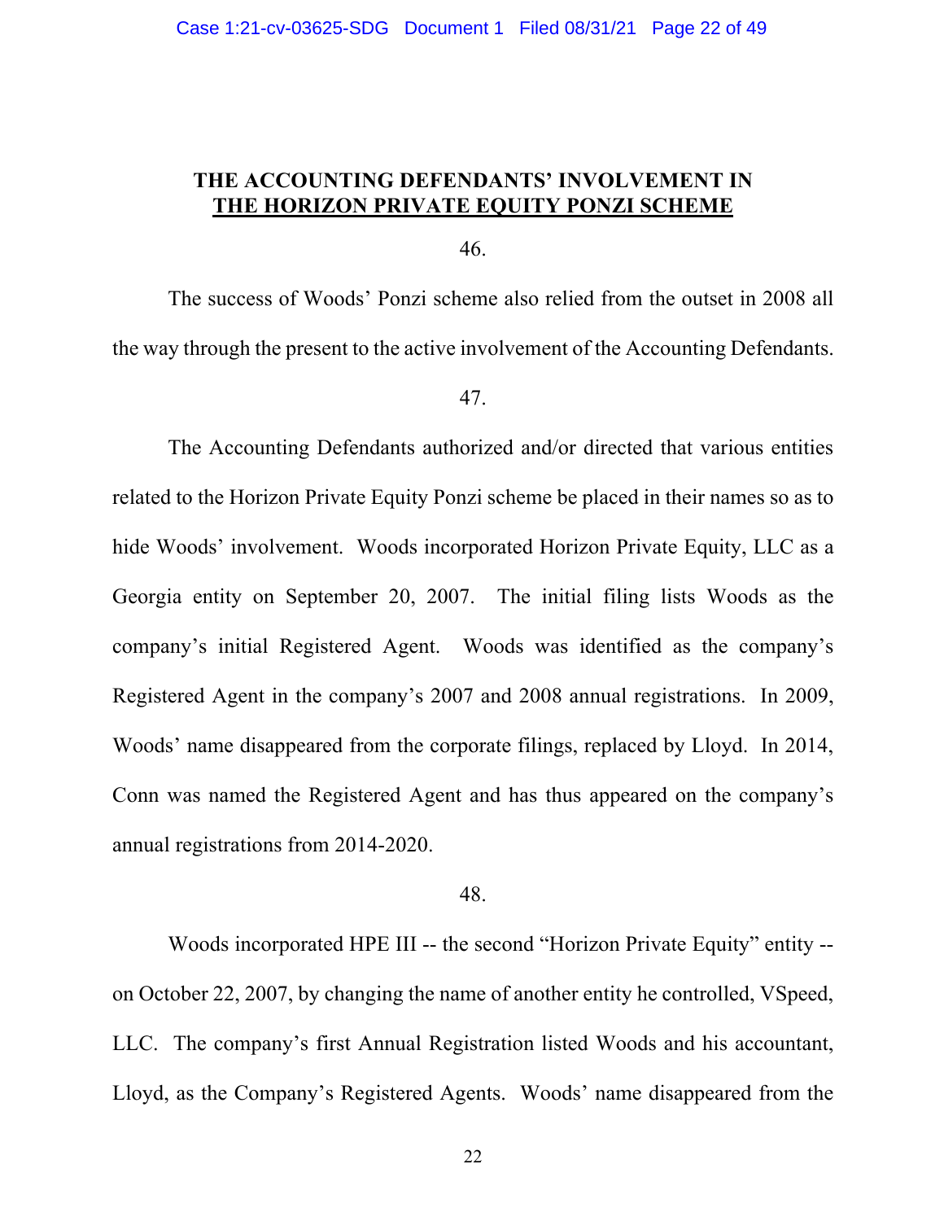## THE ACCOUNTING DEFENDANTS' INVOLVEMENT IN THE HORIZON PRIVATE EQUITY PONZI SCHEME

46.

The success of Woods' Ponzi scheme also relied from the outset in 2008 all the way through the present to the active involvement of the Accounting Defendants.

47.

The Accounting Defendants authorized and/or directed that various entities related to the Horizon Private Equity Ponzi scheme be placed in their names so as to hide Woods' involvement. Woods incorporated Horizon Private Equity, LLC as a Georgia entity on September 20, 2007. The initial filing lists Woods as the company's initial Registered Agent. Woods was identified as the company's Registered Agent in the company's 2007 and 2008 annual registrations. In 2009, Woods' name disappeared from the corporate filings, replaced by Lloyd. In 2014, Conn was named the Registered Agent and has thus appeared on the company's annual registrations from 2014-2020.

48.

Woods incorporated HPE III -- the second "Horizon Private Equity" entity -- on October 22, 2007, by changing the name of another entity he controlled, VSpeed, LLC. The company's first Annual Registration listed Woods and his accountant, Lloyd, as the Company's Registered Agents. Woods' name disappeared from the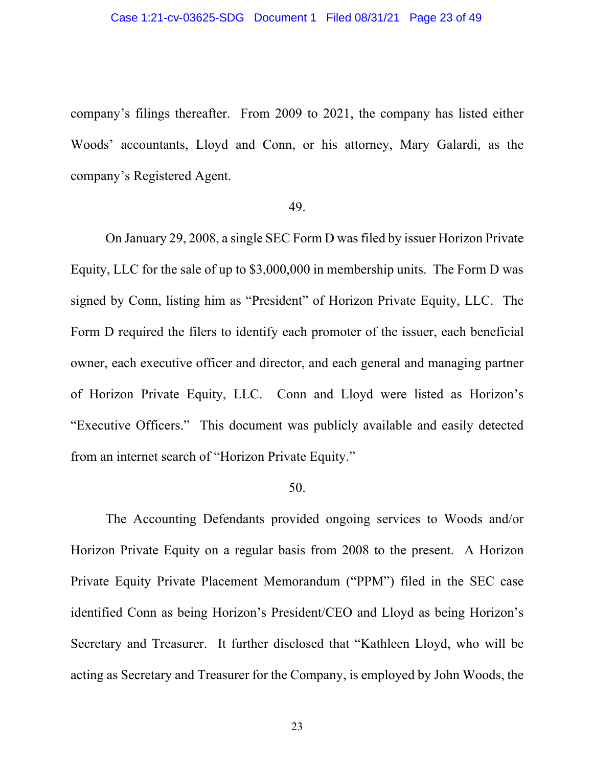company's filings thereafter. From 2009 to 2021, the company has listed either Woods' accountants, Lloyd and Conn, or his attorney, Mary Galardi, as the company's Registered Agent.

49.

On January 29, 2008, a single SEC Form D was filed by issuer Horizon Private Equity, LLC for the sale of up to $3,000,000 in membership units. The Form D was signed by Conn, listing him as "President" of Horizon Private Equity, LLC. The Form D required the filers to identify each promoter of the issuer, each beneficial owner, each executive officer and director, and each general and managing partner of Horizon Private Equity, LLC. Conn and Lloyd were listed as Horizon's "Executive Officers." This document was publicly available and easily detected from an internet search of "Horizon Private Equity."

50.

The Accounting Defendants provided ongoing services to Woods and/or Horizon Private Equity on a regular basis from 2008 to the present. A Horizon Private Equity Private Placement Memorandum ("PPM") filed in the SEC case identified Conn as being Horizon's President/CEO and Lloyd as being Horizon's Secretary and Treasurer. It further disclosed that "Kathleen Lloyd, who will be acting as Secretary and Treasurer for the Company, is employed by John Woods, the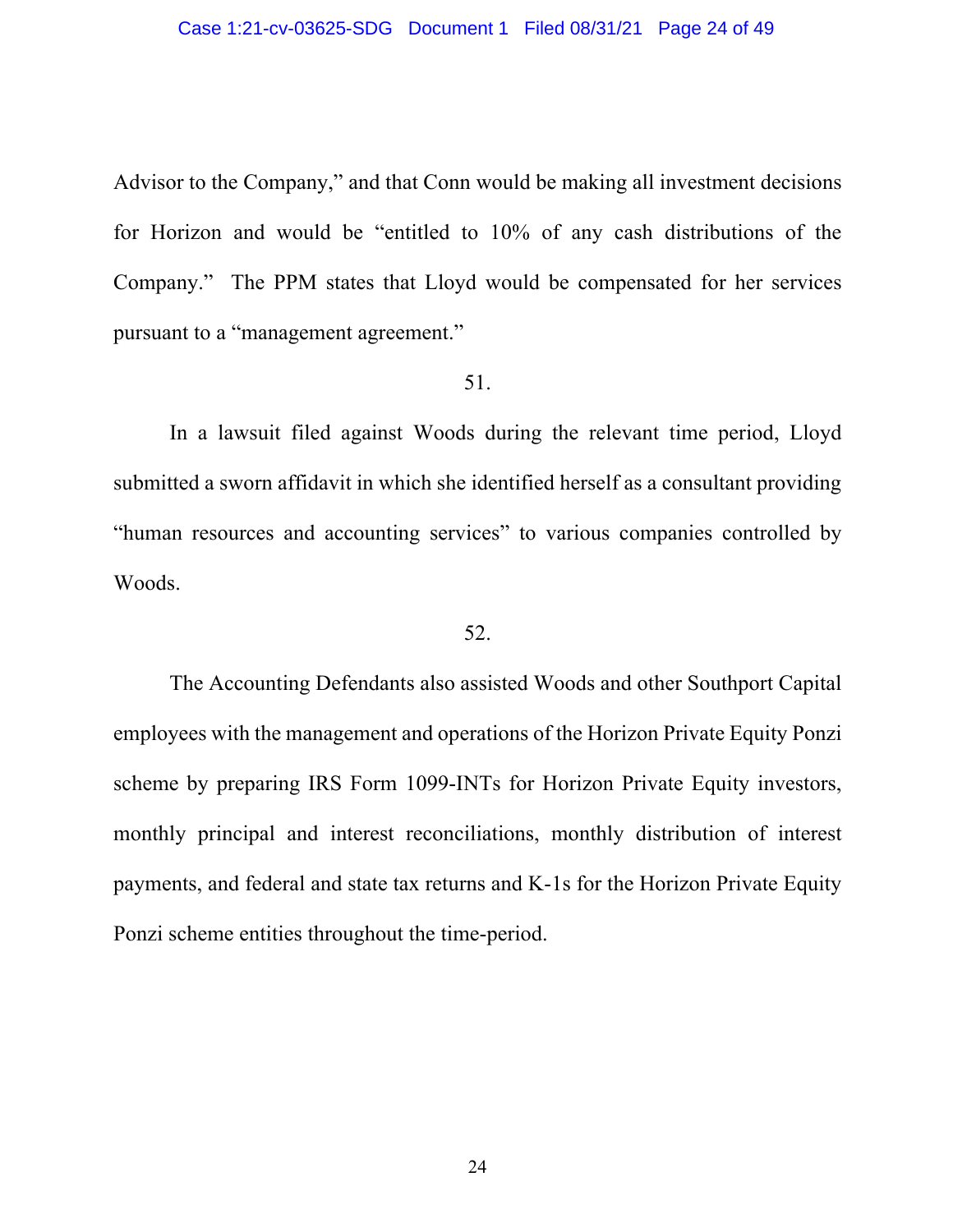Advisor to the Company," and that Conn would be making all investment decisions for Horizon and would be "entitled to 10% of any cash distributions of the Company." The PPM states that Lloyd would be compensated for her services pursuant to a "management agreement."

51.

In a lawsuit filed against Woods during the relevant time period, Lloyd submitted a sworn affidavit in which she identified herself as a consultant providing "human resources and accounting services" to various companies controlled by Woods.

52.

The Accounting Defendants also assisted Woods and other Southport Capital employees with the management and operations of the Horizon Private Equity Ponzi scheme by preparing IRS Form 1099-INTs for Horizon Private Equity investors, monthly principal and interest reconciliations, monthly distribution of interest payments, and federal and state tax returns and K-1s for the Horizon Private Equity Ponzi scheme entities throughout the time-period.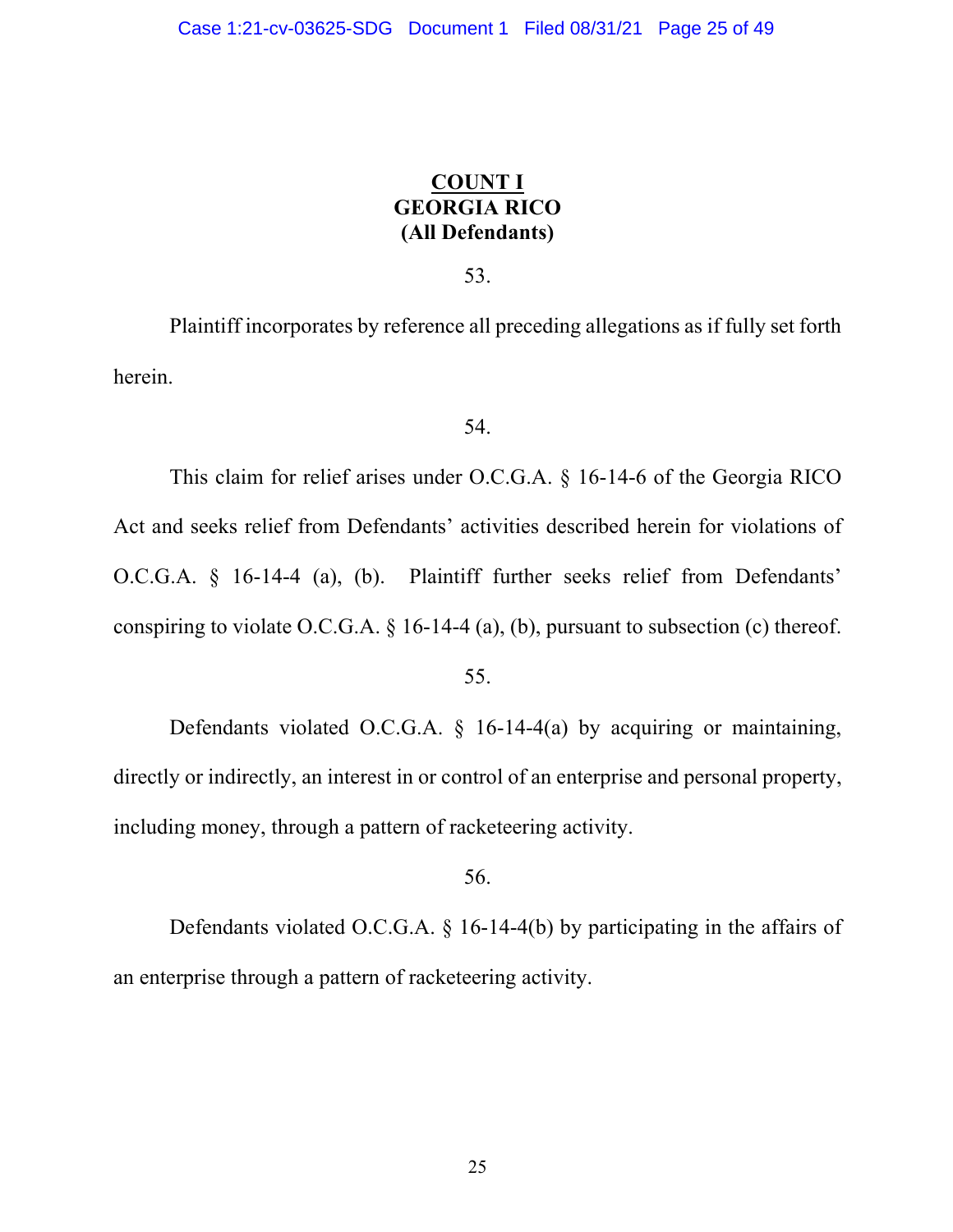## COUNT I
## GEORGIA RICO
## (All Defendants)

53.

Plaintiff incorporates by reference all preceding allegations as if fully set forth herein.

54.

This claim for relief arises under O.C.G.A. § 16-14-6 of the Georgia RICO Act and seeks relief from Defendants' activities described herein for violations of O.C.G.A. § 16-14-4 (a), (b). Plaintiff further seeks relief from Defendants' conspiring to violate O.C.G.A. § 16-14-4 (a), (b), pursuant to subsection (c) thereof.

55.

Defendants violated O.C.G.A. § 16-14-4(a) by acquiring or maintaining, directly or indirectly, an interest in or control of an enterprise and personal property, including money, through a pattern of racketeering activity.

56.

Defendants violated O.C.G.A. § 16-14-4(b) by participating in the affairs of an enterprise through a pattern of racketeering activity.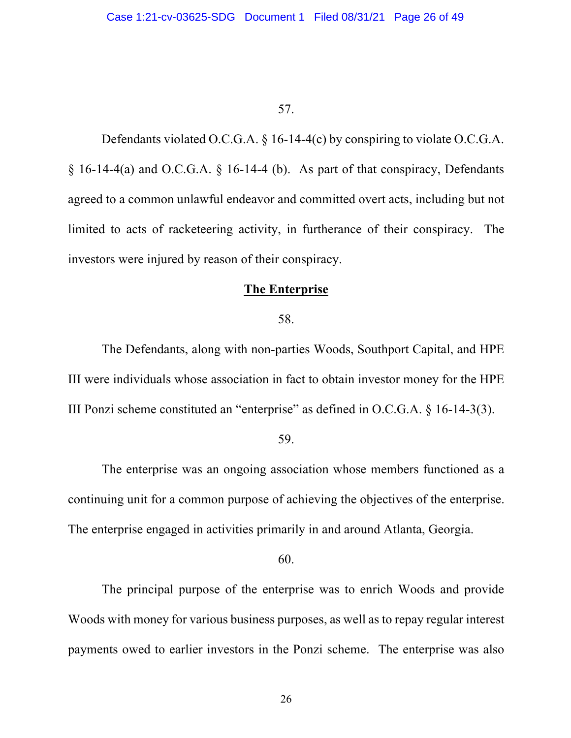57.

Defendants violated O.C.G.A. § 16-14-4(c) by conspiring to violate O.C.G.A. § 16-14-4(a) and O.C.G.A. § 16-14-4 (b). As part of that conspiracy, Defendants agreed to a common unlawful endeavor and committed overt acts, including but not limited to acts of racketeering activity, in furtherance of their conspiracy. The investors were injured by reason of their conspiracy.

**The Enterprise**

58.

The Defendants, along with non-parties Woods, Southport Capital, and HPE III were individuals whose association in fact to obtain investor money for the HPE III Ponzi scheme constituted an "enterprise" as defined in O.C.G.A. § 16-14-3(3).

59.

The enterprise was an ongoing association whose members functioned as a continuing unit for a common purpose of achieving the objectives of the enterprise. The enterprise engaged in activities primarily in and around Atlanta, Georgia.

60.

The principal purpose of the enterprise was to enrich Woods and provide Woods with money for various business purposes, as well as to repay regular interest payments owed to earlier investors in the Ponzi scheme. The enterprise was also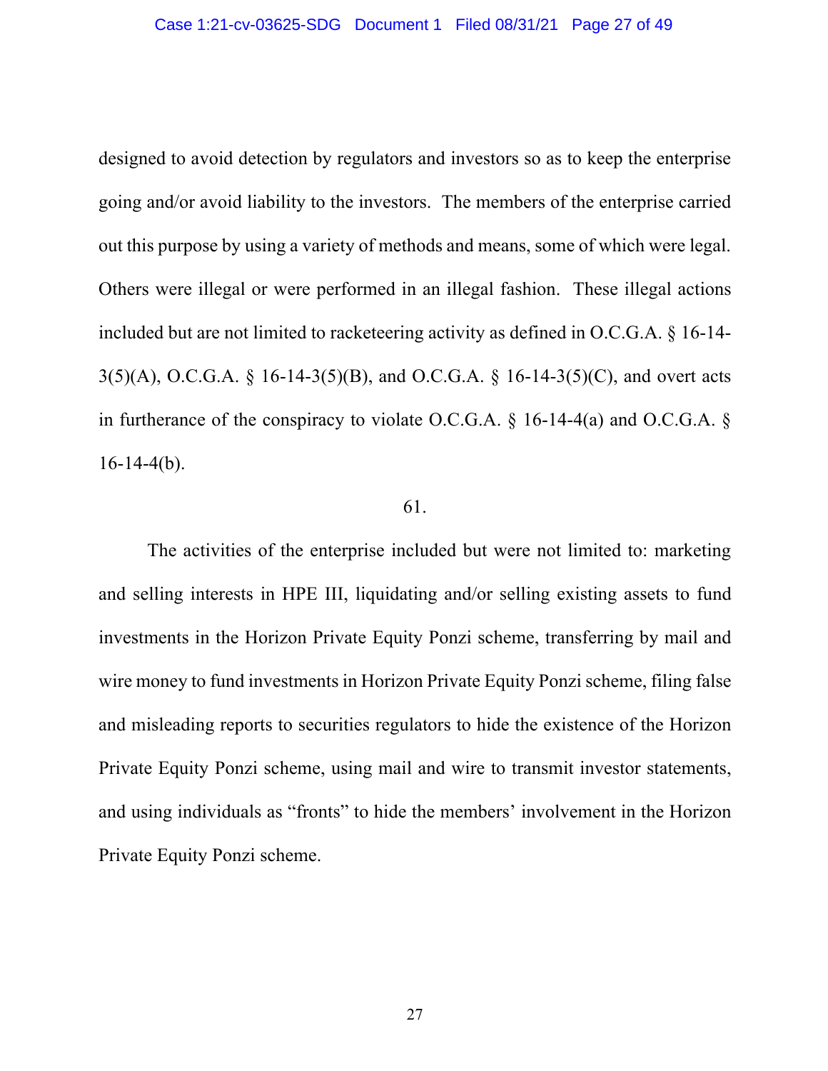designed to avoid detection by regulators and investors so as to keep the enterprise going and/or avoid liability to the investors. The members of the enterprise carried out this purpose by using a variety of methods and means, some of which were legal. Others were illegal or were performed in an illegal fashion. These illegal actions included but are not limited to racketeering activity as defined in O.C.G.A. § 16-14-3(5)(A), O.C.G.A. § 16-14-3(5)(B), and O.C.G.A. § 16-14-3(5)(C), and overt acts in furtherance of the conspiracy to violate O.C.G.A. § 16-14-4(a) and O.C.G.A. § 16-14-4(b).

61.

The activities of the enterprise included but were not limited to: marketing and selling interests in HPE III, liquidating and/or selling existing assets to fund investments in the Horizon Private Equity Ponzi scheme, transferring by mail and wire money to fund investments in Horizon Private Equity Ponzi scheme, filing false and misleading reports to securities regulators to hide the existence of the Horizon Private Equity Ponzi scheme, using mail and wire to transmit investor statements, and using individuals as "fronts" to hide the members' involvement in the Horizon Private Equity Ponzi scheme.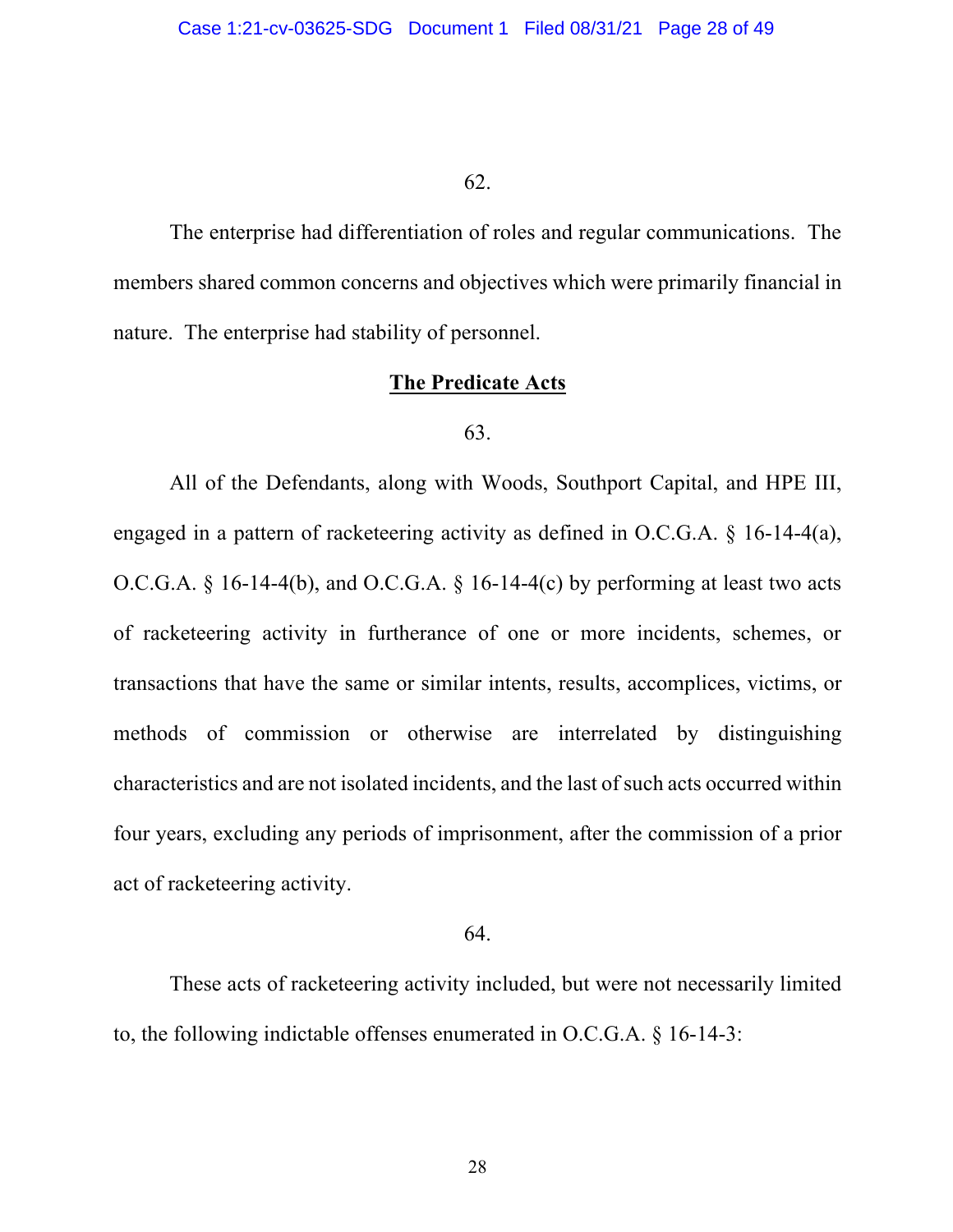62.

The enterprise had differentiation of roles and regular communications. The members shared common concerns and objectives which were primarily financial in nature. The enterprise had stability of personnel.

**The Predicate Acts**

63.

All of the Defendants, along with Woods, Southport Capital, and HPE III, engaged in a pattern of racketeering activity as defined in O.C.G.A. § 16-14-4(a), O.C.G.A. § 16-14-4(b), and O.C.G.A. § 16-14-4(c) by performing at least two acts of racketeering activity in furtherance of one or more incidents, schemes, or transactions that have the same or similar intents, results, accomplices, victims, or methods of commission or otherwise are interrelated by distinguishing characteristics and are not isolated incidents, and the last of such acts occurred within four years, excluding any periods of imprisonment, after the commission of a prior act of racketeering activity.

64.

These acts of racketeering activity included, but were not necessarily limited to, the following indictable offenses enumerated in O.C.G.A. § 16-14-3: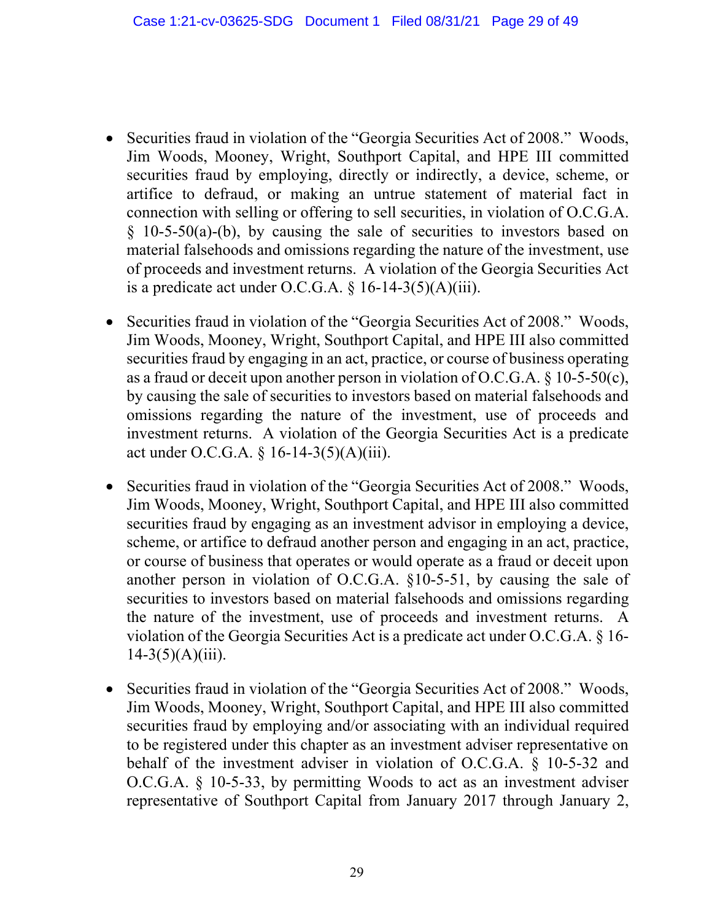- Securities fraud in violation of the "Georgia Securities Act of 2008." Woods, Jim Woods, Mooney, Wright, Southport Capital, and HPE III committed securities fraud by employing, directly or indirectly, a device, scheme, or artifice to defraud, or making an untrue statement of material fact in connection with selling or offering to sell securities, in violation of O.C.G.A. § 10-5-50(a)-(b), by causing the sale of securities to investors based on material falsehoods and omissions regarding the nature of the investment, use of proceeds and investment returns. A violation of the Georgia Securities Act is a predicate act under O.C.G.A. § 16-14-3(5)(A)(iii).

- Securities fraud in violation of the "Georgia Securities Act of 2008." Woods, Jim Woods, Mooney, Wright, Southport Capital, and HPE III also committed securities fraud by engaging in an act, practice, or course of business operating as a fraud or deceit upon another person in violation of O.C.G.A. § 10-5-50(c), by causing the sale of securities to investors based on material falsehoods and omissions regarding the nature of the investment, use of proceeds and investment returns. A violation of the Georgia Securities Act is a predicate act under O.C.G.A. § 16-14-3(5)(A)(iii).

- Securities fraud in violation of the "Georgia Securities Act of 2008." Woods, Jim Woods, Mooney, Wright, Southport Capital, and HPE III also committed securities fraud by engaging as an investment advisor in employing a device, scheme, or artifice to defraud another person and engaging in an act, practice, or course of business that operates or would operate as a fraud or deceit upon another person in violation of O.C.G.A. §10-5-51, by causing the sale of securities to investors based on material falsehoods and omissions regarding the nature of the investment, use of proceeds and investment returns. A violation of the Georgia Securities Act is a predicate act under O.C.G.A. § 16-14-3(5)(A)(iii).

- Securities fraud in violation of the "Georgia Securities Act of 2008." Woods, Jim Woods, Mooney, Wright, Southport Capital, and HPE III also committed securities fraud by employing and/or associating with an individual required to be registered under this chapter as an investment adviser representative on behalf of the investment adviser in violation of O.C.G.A. § 10-5-32 and O.C.G.A. § 10-5-33, by permitting Woods to act as an investment adviser representative of Southport Capital from January 2017 through January 2,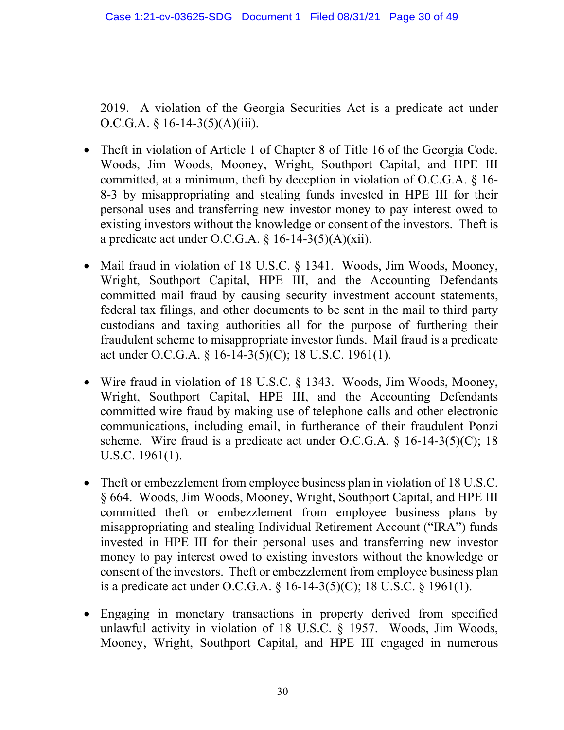2019. A violation of the Georgia Securities Act is a predicate act under O.C.G.A. § 16-14-3(5)(A)(iii).

- Theft in violation of Article 1 of Chapter 8 of Title 16 of the Georgia Code. Woods, Jim Woods, Mooney, Wright, Southport Capital, and HPE III committed, at a minimum, theft by deception in violation of O.C.G.A. § 16-8-3 by misappropriating and stealing funds invested in HPE III for their personal uses and transferring new investor money to pay interest owed to existing investors without the knowledge or consent of the investors. Theft is a predicate act under O.C.G.A. § 16-14-3(5)(A)(xii).

- Mail fraud in violation of 18 U.S.C. § 1341. Woods, Jim Woods, Mooney, Wright, Southport Capital, HPE III, and the Accounting Defendants committed mail fraud by causing security investment account statements, federal tax filings, and other documents to be sent in the mail to third party custodians and taxing authorities all for the purpose of furthering their fraudulent scheme to misappropriate investor funds. Mail fraud is a predicate act under O.C.G.A. § 16-14-3(5)(C); 18 U.S.C. 1961(1).

- Wire fraud in violation of 18 U.S.C. § 1343. Woods, Jim Woods, Mooney, Wright, Southport Capital, HPE III, and the Accounting Defendants committed wire fraud by making use of telephone calls and other electronic communications, including email, in furtherance of their fraudulent Ponzi scheme. Wire fraud is a predicate act under O.C.G.A. § 16-14-3(5)(C); 18 U.S.C. 1961(1).

- Theft or embezzlement from employee business plan in violation of 18 U.S.C. § 664. Woods, Jim Woods, Mooney, Wright, Southport Capital, and HPE III committed theft or embezzlement from employee business plans by misappropriating and stealing Individual Retirement Account ("IRA") funds invested in HPE III for their personal uses and transferring new investor money to pay interest owed to existing investors without the knowledge or consent of the investors. Theft or embezzlement from employee business plan is a predicate act under O.C.G.A. § 16-14-3(5)(C); 18 U.S.C. § 1961(1).

- Engaging in monetary transactions in property derived from specified unlawful activity in violation of 18 U.S.C. § 1957. Woods, Jim Woods, Mooney, Wright, Southport Capital, and HPE III engaged in numerous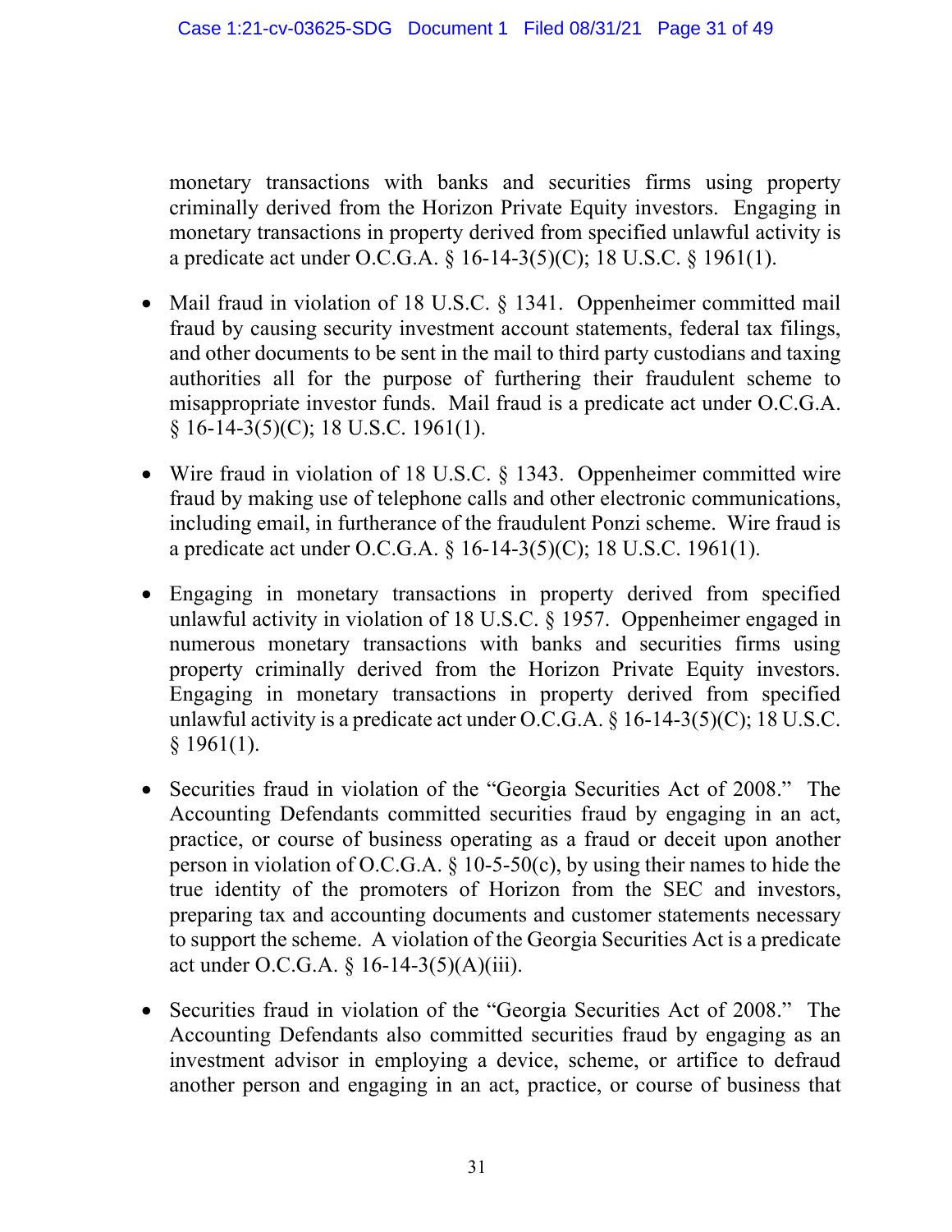monetary transactions with banks and securities firms using property criminally derived from the Horizon Private Equity investors. Engaging in monetary transactions in property derived from specified unlawful activity is a predicate act under O.C.G.A. § 16-14-3(5)(C); 18 U.S.C. § 1961(1).

- Mail fraud in violation of 18 U.S.C. § 1341. Oppenheimer committed mail fraud by causing security investment account statements, federal tax filings, and other documents to be sent in the mail to third party custodians and taxing authorities all for the purpose of furthering their fraudulent scheme to misappropriate investor funds. Mail fraud is a predicate act under O.C.G.A. § 16-14-3(5)(C); 18 U.S.C. 1961(1).

- Wire fraud in violation of 18 U.S.C. § 1343. Oppenheimer committed wire fraud by making use of telephone calls and other electronic communications, including email, in furtherance of the fraudulent Ponzi scheme. Wire fraud is a predicate act under O.C.G.A. § 16-14-3(5)(C); 18 U.S.C. 1961(1).

- Engaging in monetary transactions in property derived from specified unlawful activity in violation of 18 U.S.C. § 1957. Oppenheimer engaged in numerous monetary transactions with banks and securities firms using property criminally derived from the Horizon Private Equity investors. Engaging in monetary transactions in property derived from specified unlawful activity is a predicate act under O.C.G.A. § 16-14-3(5)(C); 18 U.S.C. § 1961(1).

- Securities fraud in violation of the "Georgia Securities Act of 2008." The Accounting Defendants committed securities fraud by engaging in an act, practice, or course of business operating as a fraud or deceit upon another person in violation of O.C.G.A. § 10-5-50(c), by using their names to hide the true identity of the promoters of Horizon from the SEC and investors, preparing tax and accounting documents and customer statements necessary to support the scheme. A violation of the Georgia Securities Act is a predicate act under O.C.G.A. § 16-14-3(5)(A)(iii).

- Securities fraud in violation of the "Georgia Securities Act of 2008." The Accounting Defendants also committed securities fraud by engaging as an investment advisor in employing a device, scheme, or artifice to defraud another person and engaging in an act, practice, or course of business that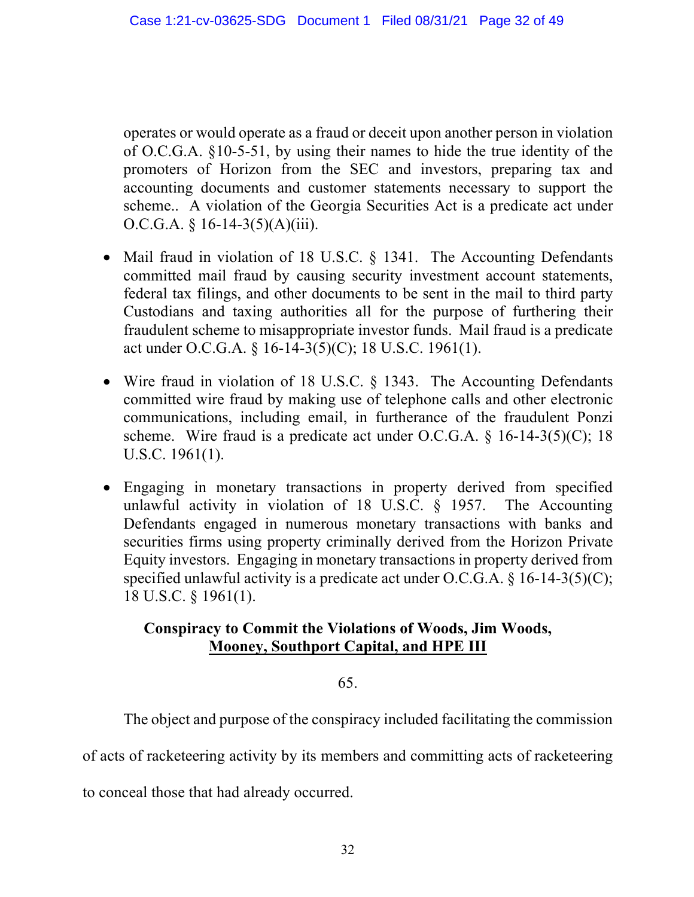operates or would operate as a fraud or deceit upon another person in violation of O.C.G.A. §10-5-51, by using their names to hide the true identity of the promoters of Horizon from the SEC and investors, preparing tax and accounting documents and customer statements necessary to support the scheme.. A violation of the Georgia Securities Act is a predicate act under O.C.G.A. § 16-14-3(5)(A)(iii).

- Mail fraud in violation of 18 U.S.C. § 1341. The Accounting Defendants committed mail fraud by causing security investment account statements, federal tax filings, and other documents to be sent in the mail to third party Custodians and taxing authorities all for the purpose of furthering their fraudulent scheme to misappropriate investor funds. Mail fraud is a predicate act under O.C.G.A. § 16-14-3(5)(C); 18 U.S.C. 1961(1).

- Wire fraud in violation of 18 U.S.C. § 1343. The Accounting Defendants committed wire fraud by making use of telephone calls and other electronic communications, including email, in furtherance of the fraudulent Ponzi scheme. Wire fraud is a predicate act under O.C.G.A. § 16-14-3(5)(C); 18 U.S.C. 1961(1).

- Engaging in monetary transactions in property derived from specified unlawful activity in violation of 18 U.S.C. § 1957. The Accounting Defendants engaged in numerous monetary transactions with banks and securities firms using property criminally derived from the Horizon Private Equity investors. Engaging in monetary transactions in property derived from specified unlawful activity is a predicate act under O.C.G.A. § 16-14-3(5)(C); 18 U.S.C. § 1961(1).

**Conspiracy to Commit the Violations of Woods, Jim Woods, Mooney, Southport Capital, and HPE III**

65.

The object and purpose of the conspiracy included facilitating the commission of acts of racketeering activity by its members and committing acts of racketeering to conceal those that had already occurred.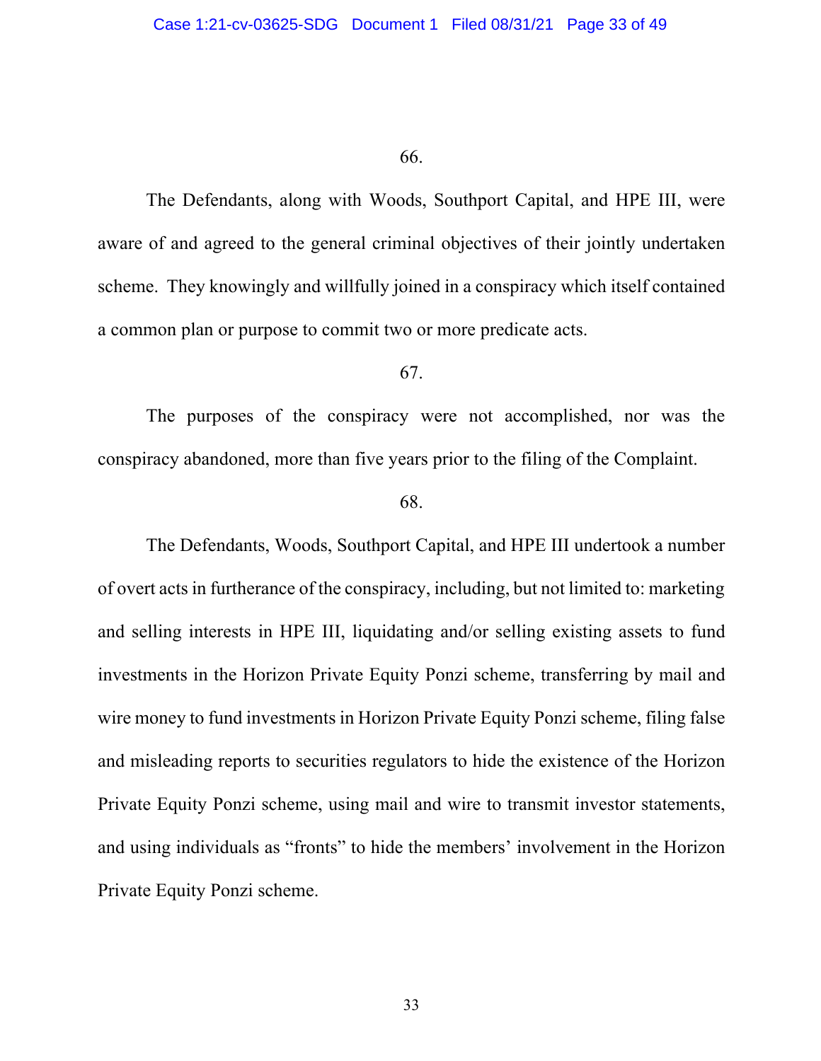66.

The Defendants, along with Woods, Southport Capital, and HPE III, were aware of and agreed to the general criminal objectives of their jointly undertaken scheme. They knowingly and willfully joined in a conspiracy which itself contained a common plan or purpose to commit two or more predicate acts.

67.

The purposes of the conspiracy were not accomplished, nor was the conspiracy abandoned, more than five years prior to the filing of the Complaint.

68.

The Defendants, Woods, Southport Capital, and HPE III undertook a number of overt acts in furtherance of the conspiracy, including, but not limited to: marketing and selling interests in HPE III, liquidating and/or selling existing assets to fund investments in the Horizon Private Equity Ponzi scheme, transferring by mail and wire money to fund investments in Horizon Private Equity Ponzi scheme, filing false and misleading reports to securities regulators to hide the existence of the Horizon Private Equity Ponzi scheme, using mail and wire to transmit investor statements, and using individuals as "fronts" to hide the members' involvement in the Horizon Private Equity Ponzi scheme.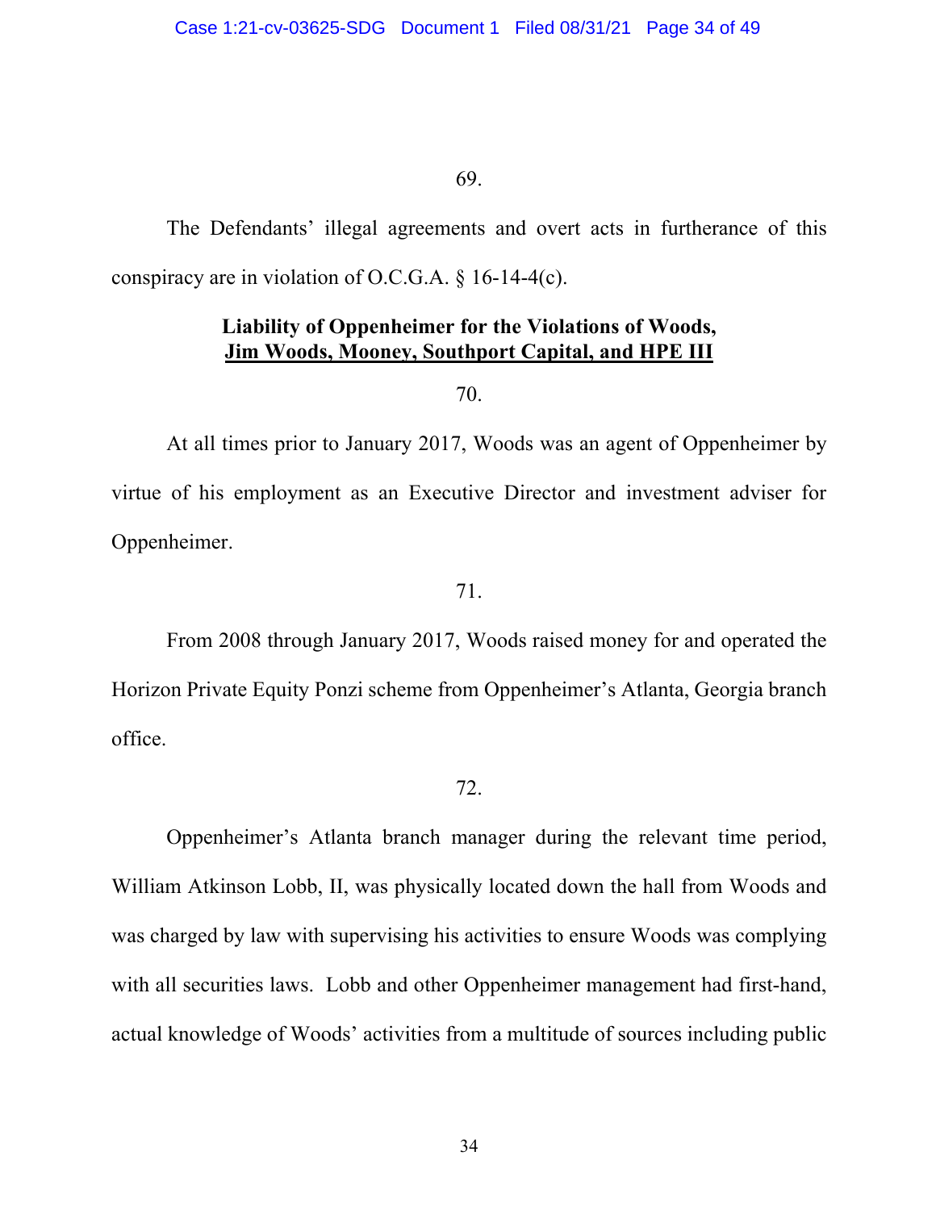69.

The Defendants' illegal agreements and overt acts in furtherance of this conspiracy are in violation of O.C.G.A. § 16-14-4(c).

**Liability of Oppenheimer for the Violations of Woods, Jim Woods, Mooney, Southport Capital, and HPE III**

70.

At all times prior to January 2017, Woods was an agent of Oppenheimer by virtue of his employment as an Executive Director and investment adviser for Oppenheimer.

71.

From 2008 through January 2017, Woods raised money for and operated the Horizon Private Equity Ponzi scheme from Oppenheimer's Atlanta, Georgia branch office.

72.

Oppenheimer's Atlanta branch manager during the relevant time period, William Atkinson Lobb, II, was physically located down the hall from Woods and was charged by law with supervising his activities to ensure Woods was complying with all securities laws. Lobb and other Oppenheimer management had first-hand, actual knowledge of Woods' activities from a multitude of sources including public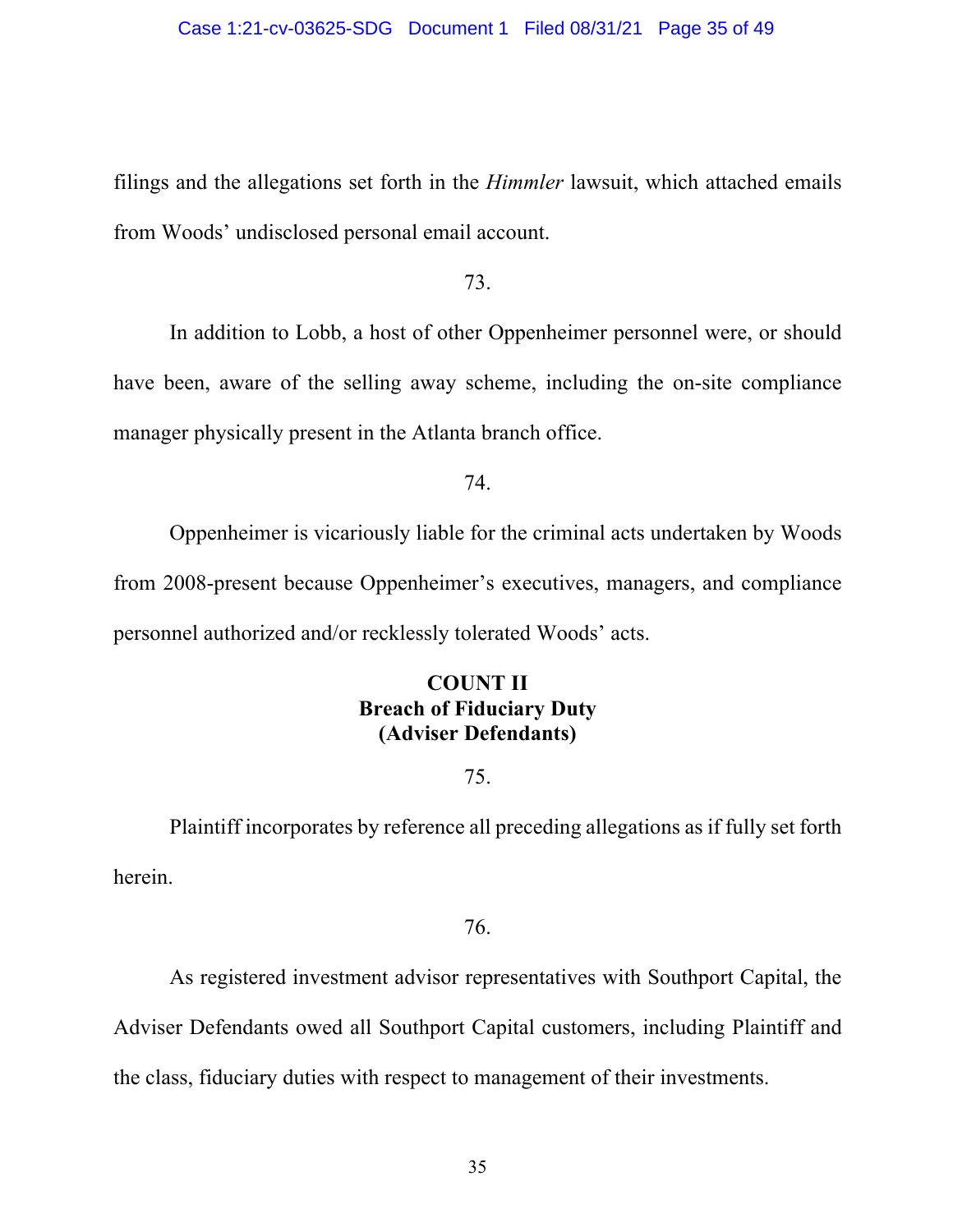filings and the allegations set forth in the *Himmler* lawsuit, which attached emails from Woods' undisclosed personal email account.

73.

In addition to Lobb, a host of other Oppenheimer personnel were, or should have been, aware of the selling away scheme, including the on-site compliance manager physically present in the Atlanta branch office.

74.

Oppenheimer is vicariously liable for the criminal acts undertaken by Woods from 2008-present because Oppenheimer's executives, managers, and compliance personnel authorized and/or recklessly tolerated Woods' acts.

## COUNT II
## Breach of Fiduciary Duty
## (Adviser Defendants)

75.

Plaintiff incorporates by reference all preceding allegations as if fully set forth herein.

76.

As registered investment advisor representatives with Southport Capital, the Adviser Defendants owed all Southport Capital customers, including Plaintiff and the class, fiduciary duties with respect to management of their investments.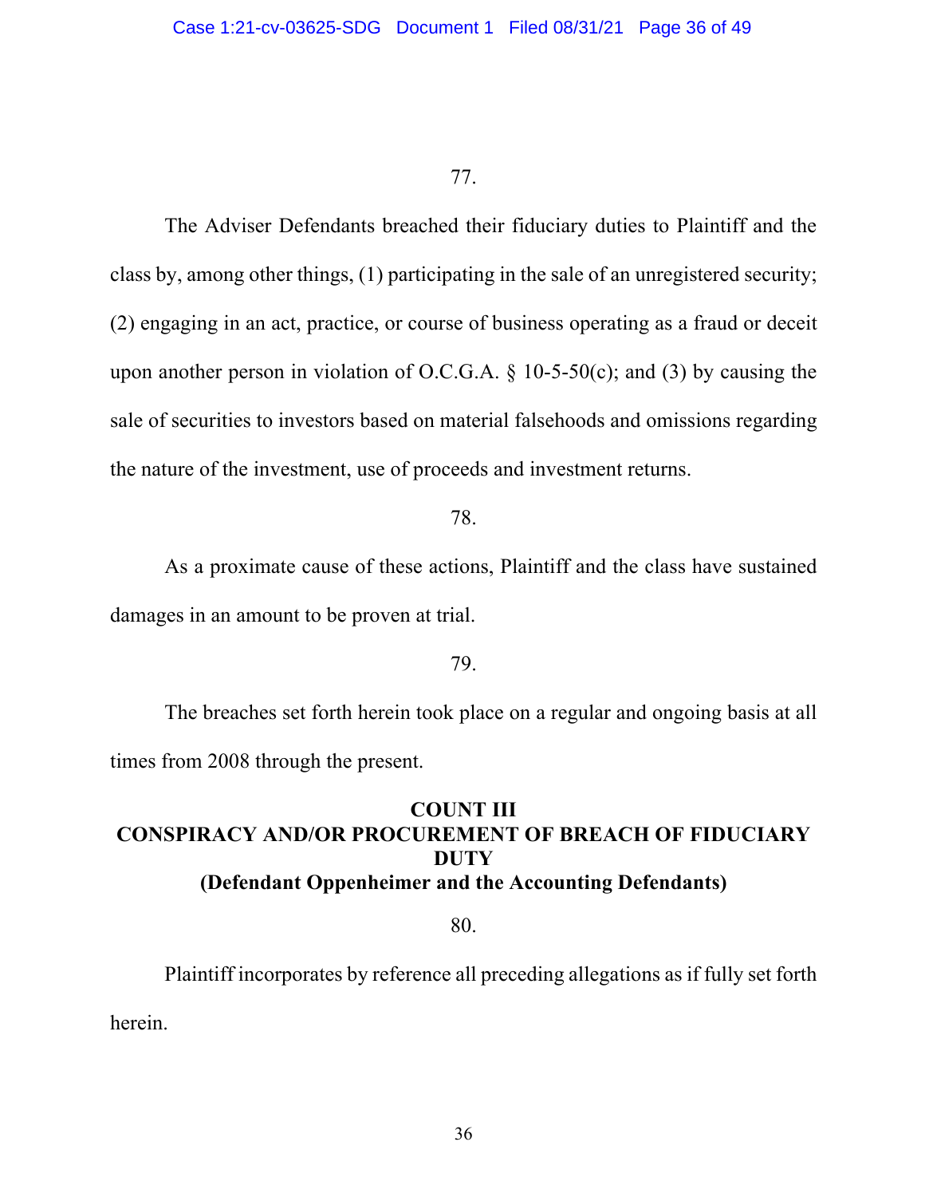77.

The Adviser Defendants breached their fiduciary duties to Plaintiff and the class by, among other things, (1) participating in the sale of an unregistered security; (2) engaging in an act, practice, or course of business operating as a fraud or deceit upon another person in violation of O.C.G.A. § 10-5-50(c); and (3) by causing the sale of securities to investors based on material falsehoods and omissions regarding the nature of the investment, use of proceeds and investment returns.

78.

As a proximate cause of these actions, Plaintiff and the class have sustained damages in an amount to be proven at trial.

79.

The breaches set forth herein took place on a regular and ongoing basis at all times from 2008 through the present.

## COUNT III
## CONSPIRACY AND/OR PROCUREMENT OF BREACH OF FIDUCIARY DUTY
## (Defendant Oppenheimer and the Accounting Defendants)

80.

Plaintiff incorporates by reference all preceding allegations as if fully set forth herein.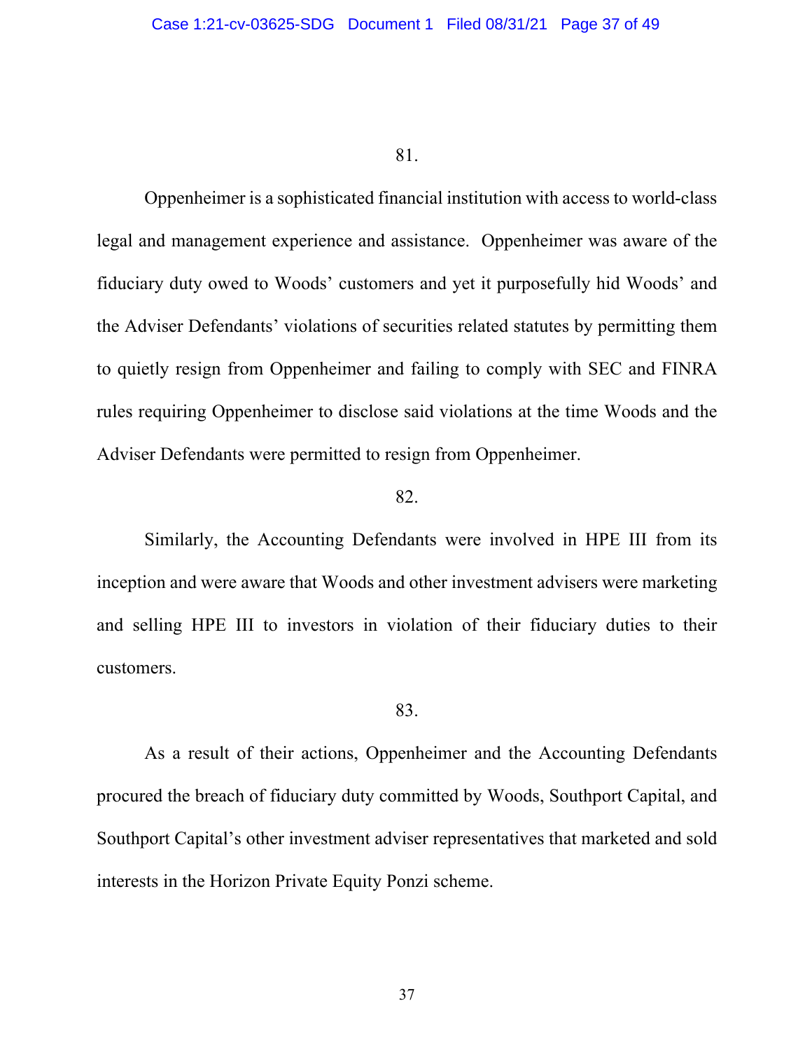81.

Oppenheimer is a sophisticated financial institution with access to world-class legal and management experience and assistance. Oppenheimer was aware of the fiduciary duty owed to Woods' customers and yet it purposefully hid Woods' and the Adviser Defendants' violations of securities related statutes by permitting them to quietly resign from Oppenheimer and failing to comply with SEC and FINRA rules requiring Oppenheimer to disclose said violations at the time Woods and the Adviser Defendants were permitted to resign from Oppenheimer.

82.

Similarly, the Accounting Defendants were involved in HPE III from its inception and were aware that Woods and other investment advisers were marketing and selling HPE III to investors in violation of their fiduciary duties to their customers.

83.

As a result of their actions, Oppenheimer and the Accounting Defendants procured the breach of fiduciary duty committed by Woods, Southport Capital, and Southport Capital's other investment adviser representatives that marketed and sold interests in the Horizon Private Equity Ponzi scheme.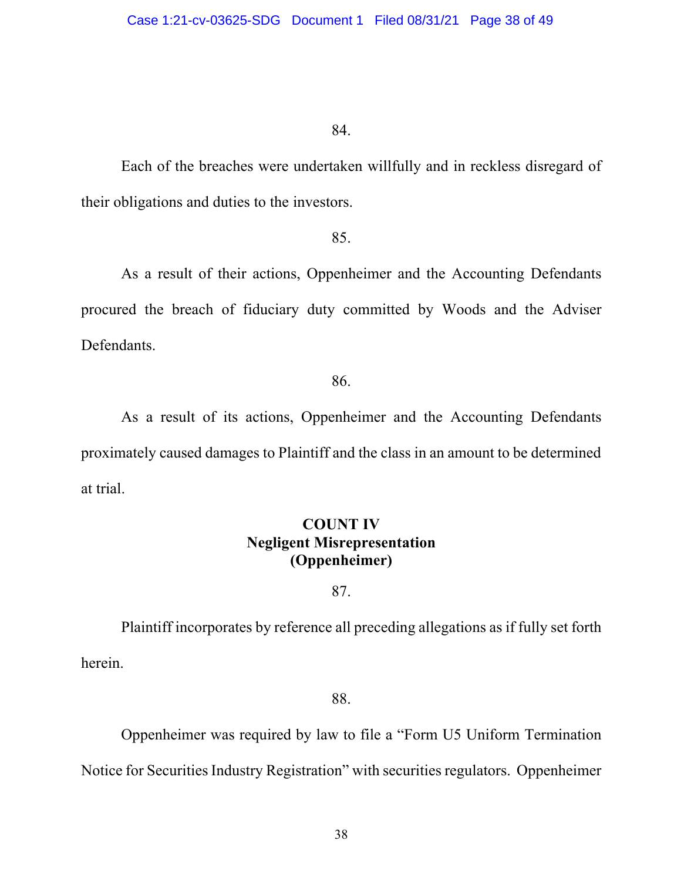84.

Each of the breaches were undertaken willfully and in reckless disregard of their obligations and duties to the investors.

85.

As a result of their actions, Oppenheimer and the Accounting Defendants procured the breach of fiduciary duty committed by Woods and the Adviser Defendants.

86.

As a result of its actions, Oppenheimer and the Accounting Defendants proximately caused damages to Plaintiff and the class in an amount to be determined at trial.

**COUNT IV**
**Negligent Misrepresentation**
**(Oppenheimer)**

87.

Plaintiff incorporates by reference all preceding allegations as if fully set forth herein.

88.

Oppenheimer was required by law to file a "Form U5 Uniform Termination Notice for Securities Industry Registration" with securities regulators. Oppenheimer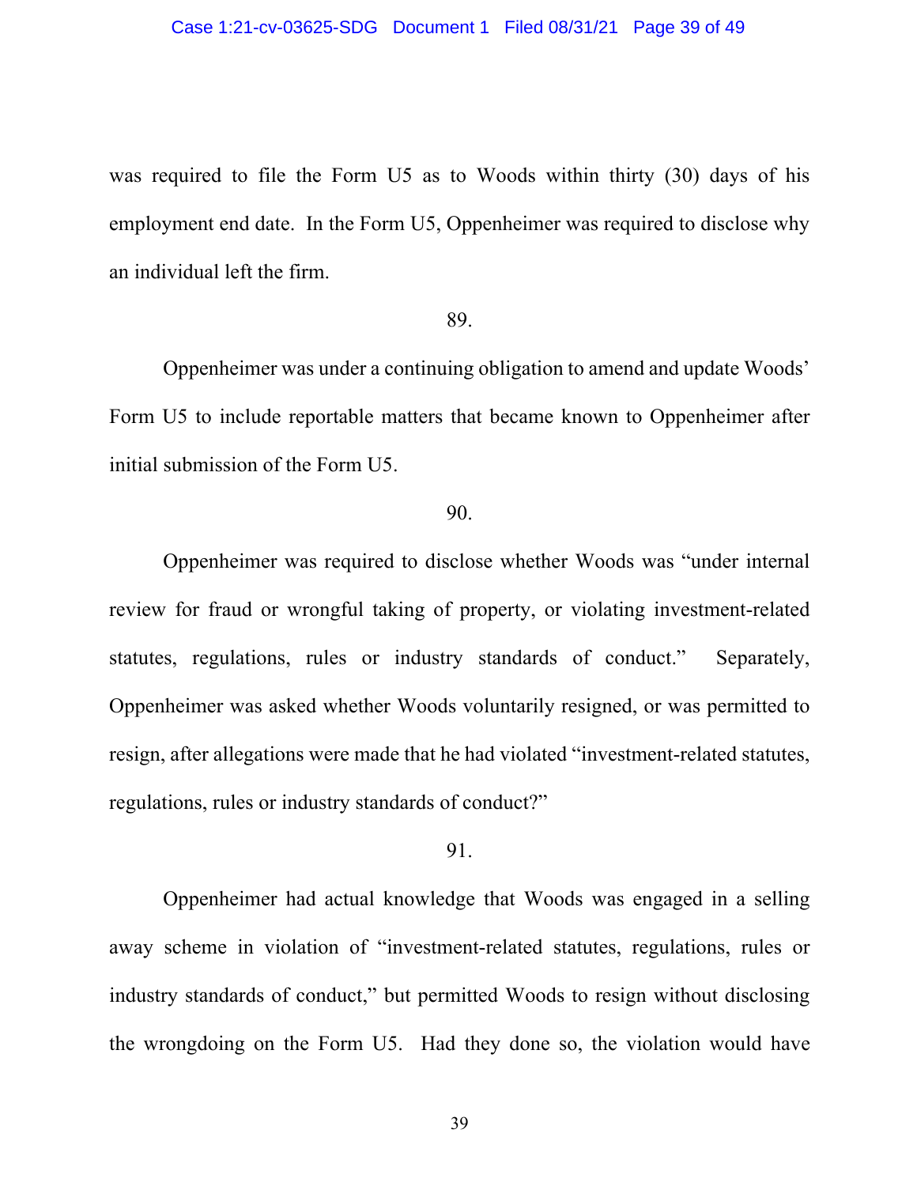was required to file the Form U5 as to Woods within thirty (30) days of his employment end date. In the Form U5, Oppenheimer was required to disclose why an individual left the firm.

89.

Oppenheimer was under a continuing obligation to amend and update Woods' Form U5 to include reportable matters that became known to Oppenheimer after initial submission of the Form U5.

90.

Oppenheimer was required to disclose whether Woods was "under internal review for fraud or wrongful taking of property, or violating investment-related statutes, regulations, rules or industry standards of conduct." Separately, Oppenheimer was asked whether Woods voluntarily resigned, or was permitted to resign, after allegations were made that he had violated "investment-related statutes, regulations, rules or industry standards of conduct?"

91.

Oppenheimer had actual knowledge that Woods was engaged in a selling away scheme in violation of "investment-related statutes, regulations, rules or industry standards of conduct," but permitted Woods to resign without disclosing the wrongdoing on the Form U5. Had they done so, the violation would have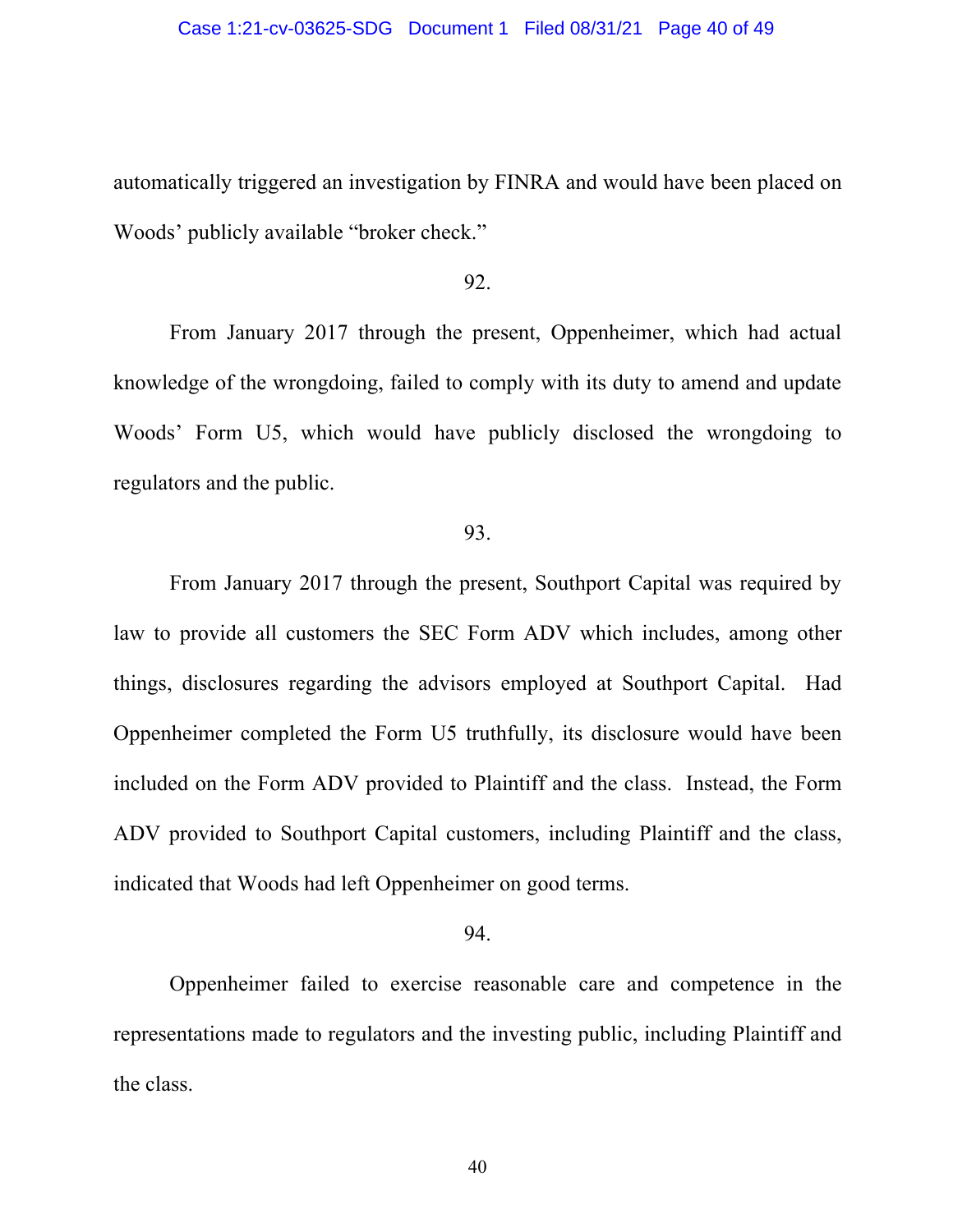automatically triggered an investigation by FINRA and would have been placed on Woods' publicly available "broker check."

92.

From January 2017 through the present, Oppenheimer, which had actual knowledge of the wrongdoing, failed to comply with its duty to amend and update Woods' Form U5, which would have publicly disclosed the wrongdoing to regulators and the public.

93.

From January 2017 through the present, Southport Capital was required by law to provide all customers the SEC Form ADV which includes, among other things, disclosures regarding the advisors employed at Southport Capital. Had Oppenheimer completed the Form U5 truthfully, its disclosure would have been included on the Form ADV provided to Plaintiff and the class. Instead, the Form ADV provided to Southport Capital customers, including Plaintiff and the class, indicated that Woods had left Oppenheimer on good terms.

94.

Oppenheimer failed to exercise reasonable care and competence in the representations made to regulators and the investing public, including Plaintiff and the class.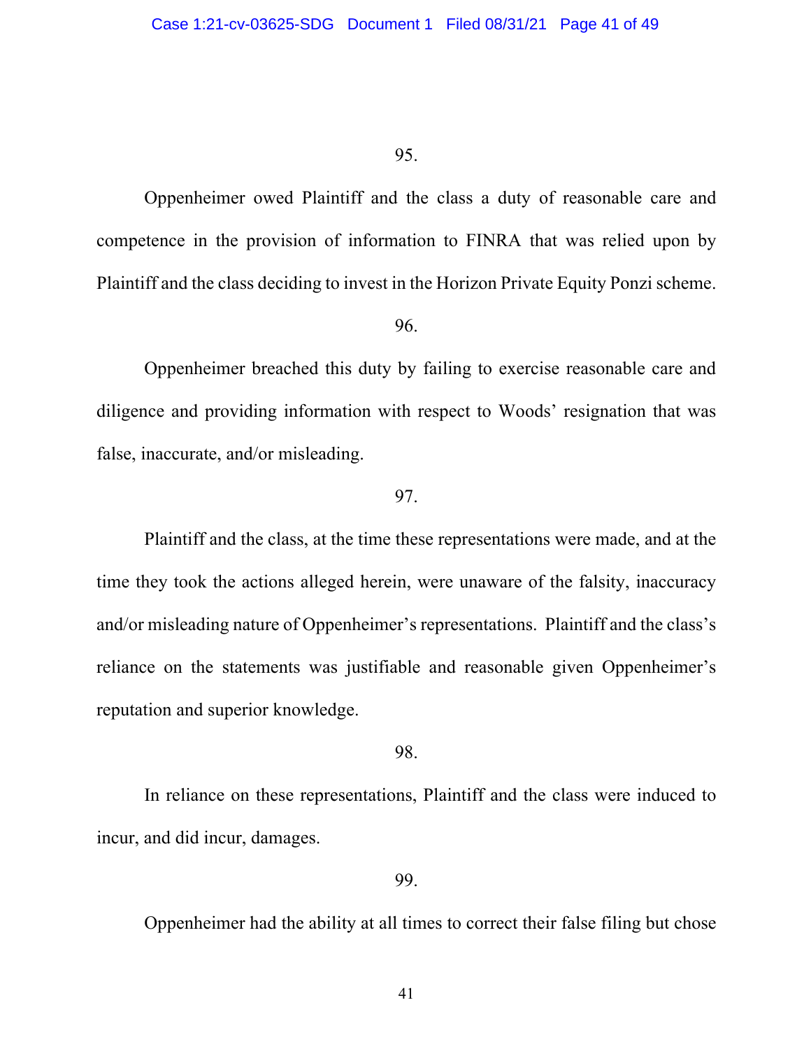95.

Oppenheimer owed Plaintiff and the class a duty of reasonable care and competence in the provision of information to FINRA that was relied upon by Plaintiff and the class deciding to invest in the Horizon Private Equity Ponzi scheme.

96.

Oppenheimer breached this duty by failing to exercise reasonable care and diligence and providing information with respect to Woods' resignation that was false, inaccurate, and/or misleading.

97.

Plaintiff and the class, at the time these representations were made, and at the time they took the actions alleged herein, were unaware of the falsity, inaccuracy and/or misleading nature of Oppenheimer's representations. Plaintiff and the class's reliance on the statements was justifiable and reasonable given Oppenheimer's reputation and superior knowledge.

98.

In reliance on these representations, Plaintiff and the class were induced to incur, and did incur, damages.

99.

Oppenheimer had the ability at all times to correct their false filing but chose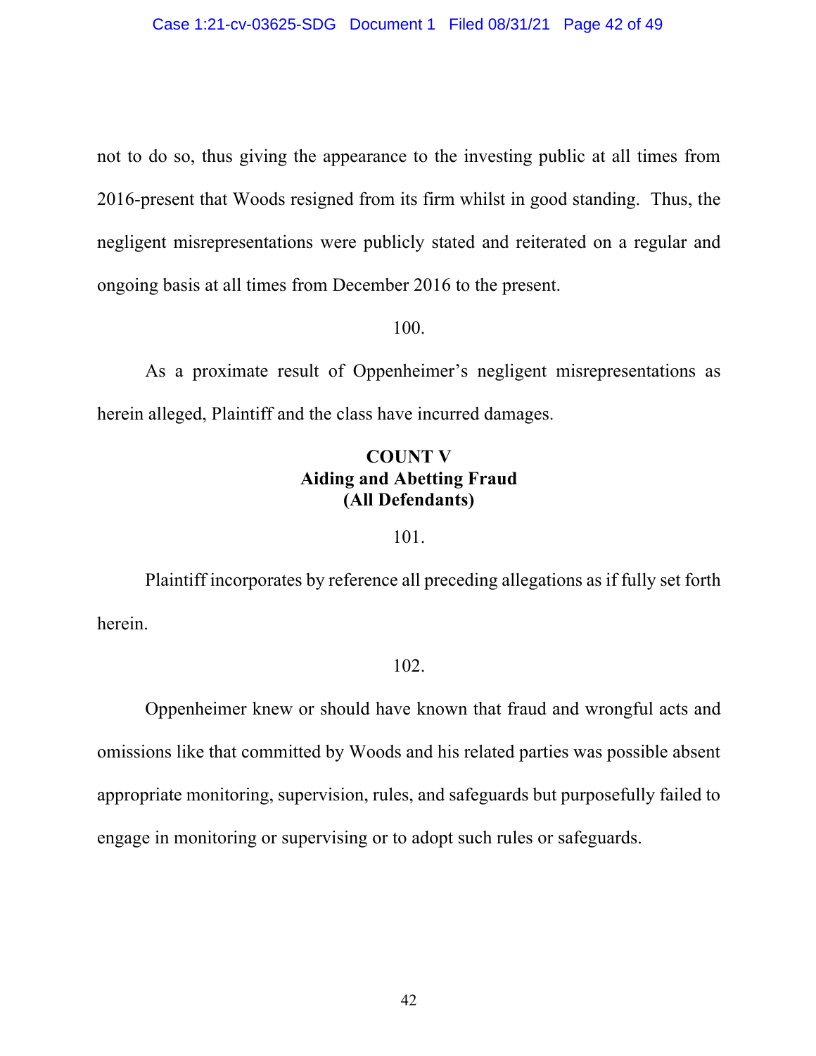not to do so, thus giving the appearance to the investing public at all times from 2016-present that Woods resigned from its firm whilst in good standing. Thus, the negligent misrepresentations were publicly stated and reiterated on a regular and ongoing basis at all times from December 2016 to the present.

100.

As a proximate result of Oppenheimer's negligent misrepresentations as herein alleged, Plaintiff and the class have incurred damages.

**COUNT V**
**Aiding and Abetting Fraud**
**(All Defendants)**

101.

Plaintiff incorporates by reference all preceding allegations as if fully set forth herein.

102.

Oppenheimer knew or should have known that fraud and wrongful acts and omissions like that committed by Woods and his related parties was possible absent appropriate monitoring, supervision, rules, and safeguards but purposefully failed to engage in monitoring or supervising or to adopt such rules or safeguards.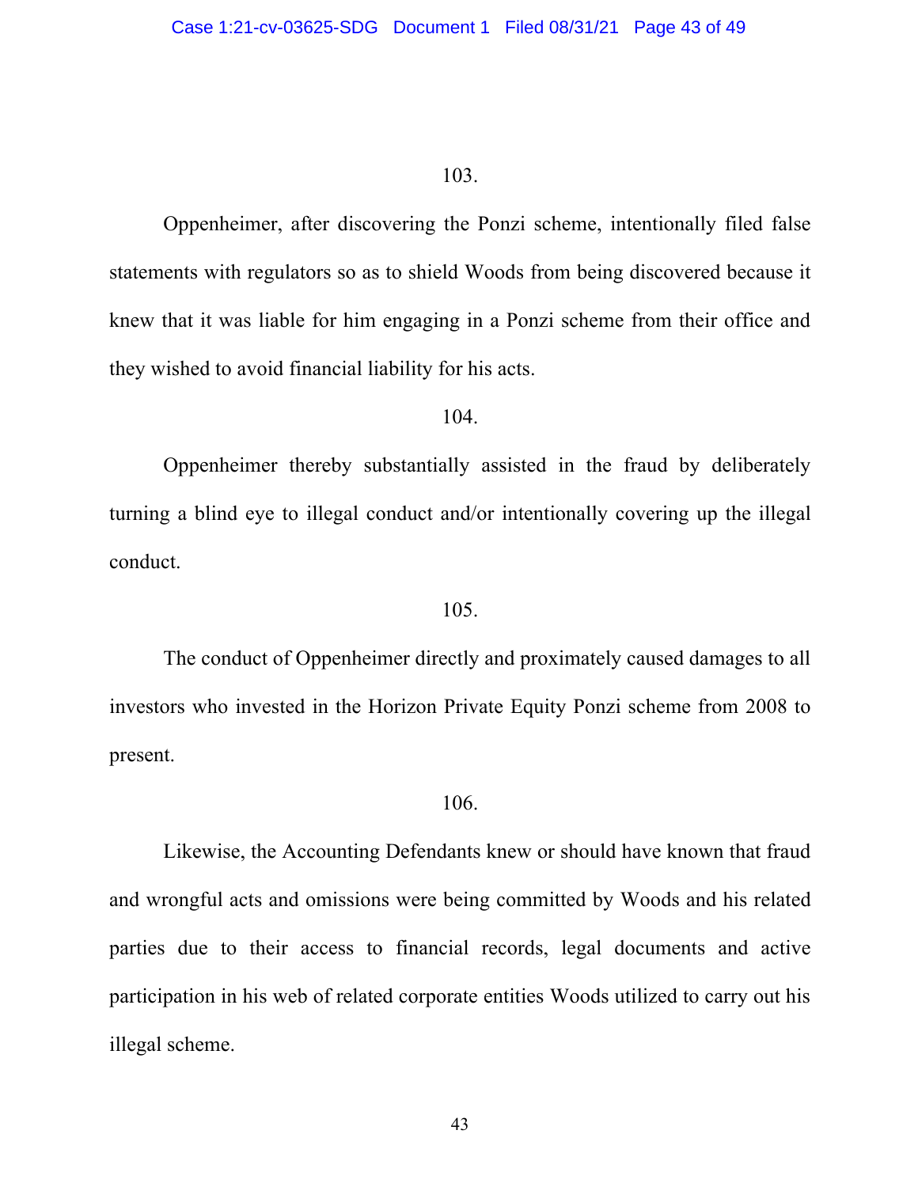103.

Oppenheimer, after discovering the Ponzi scheme, intentionally filed false statements with regulators so as to shield Woods from being discovered because it knew that it was liable for him engaging in a Ponzi scheme from their office and they wished to avoid financial liability for his acts.

104.

Oppenheimer thereby substantially assisted in the fraud by deliberately turning a blind eye to illegal conduct and/or intentionally covering up the illegal conduct.

105.

The conduct of Oppenheimer directly and proximately caused damages to all investors who invested in the Horizon Private Equity Ponzi scheme from 2008 to present.

106.

Likewise, the Accounting Defendants knew or should have known that fraud and wrongful acts and omissions were being committed by Woods and his related parties due to their access to financial records, legal documents and active participation in his web of related corporate entities Woods utilized to carry out his illegal scheme.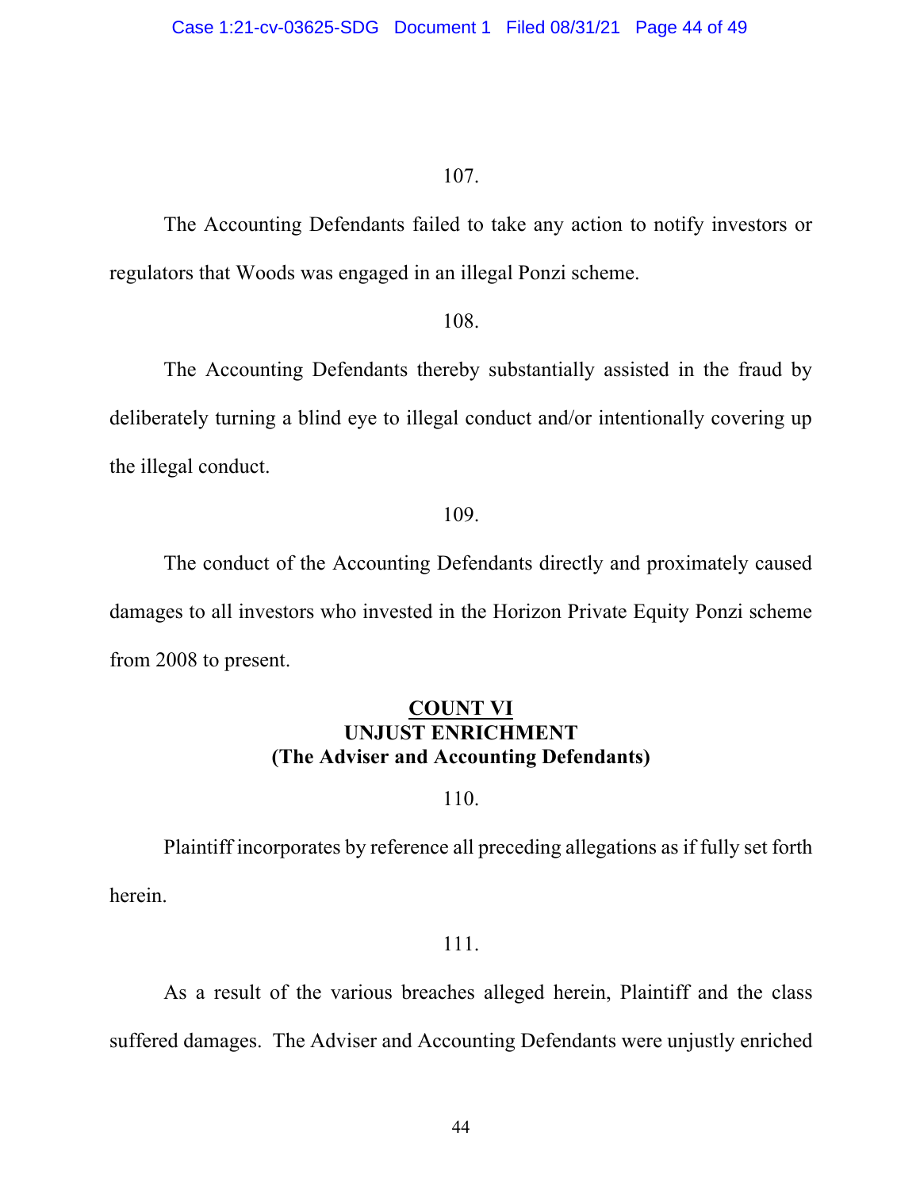107.

The Accounting Defendants failed to take any action to notify investors or regulators that Woods was engaged in an illegal Ponzi scheme.

108.

The Accounting Defendants thereby substantially assisted in the fraud by deliberately turning a blind eye to illegal conduct and/or intentionally covering up the illegal conduct.

109.

The conduct of the Accounting Defendants directly and proximately caused damages to all investors who invested in the Horizon Private Equity Ponzi scheme from 2008 to present.

## COUNT VI
## UNJUST ENRICHMENT
## (The Adviser and Accounting Defendants)

110.

Plaintiff incorporates by reference all preceding allegations as if fully set forth herein.

111.

As a result of the various breaches alleged herein, Plaintiff and the class suffered damages. The Adviser and Accounting Defendants were unjustly enriched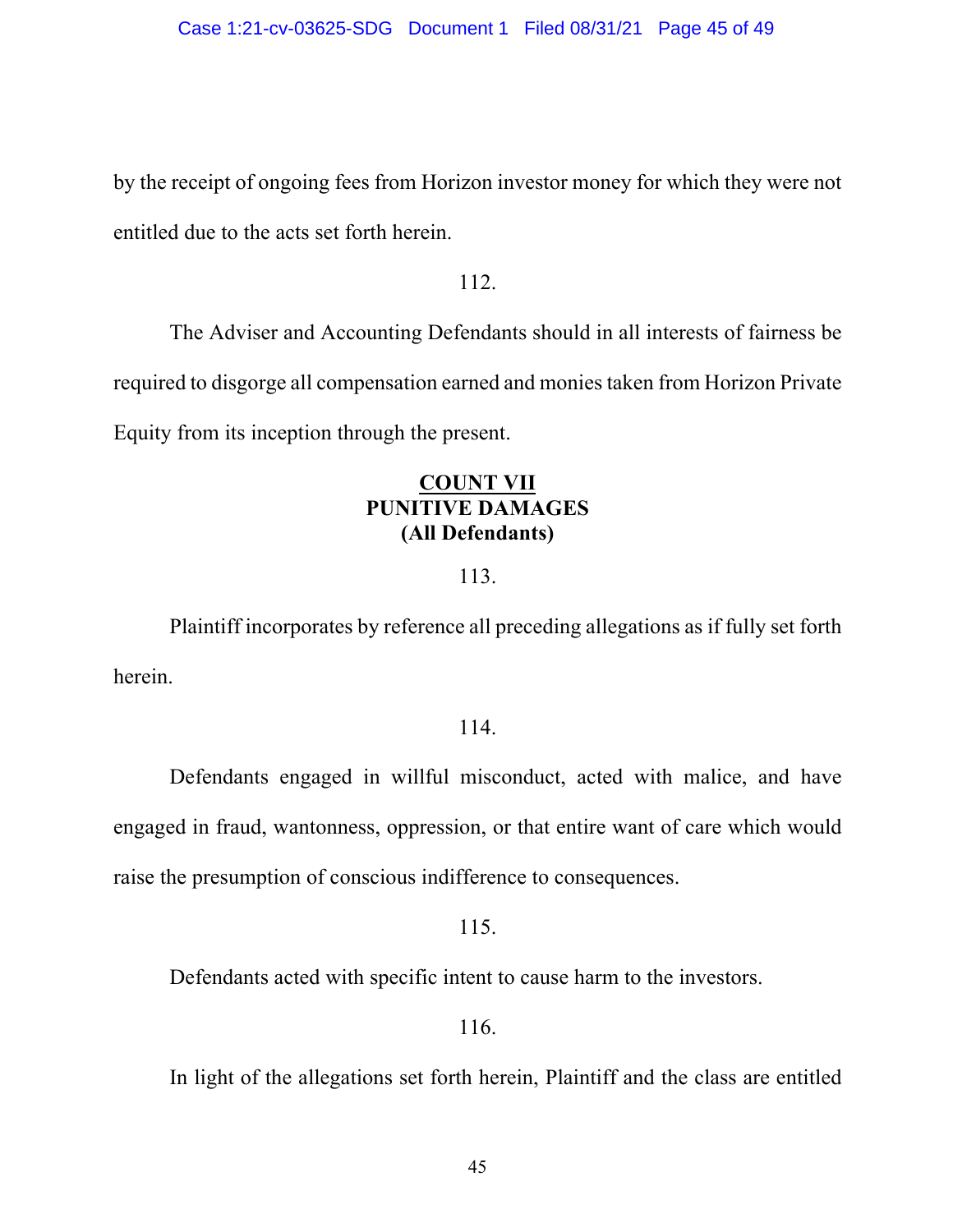by the receipt of ongoing fees from Horizon investor money for which they were not entitled due to the acts set forth herein.

112.

The Adviser and Accounting Defendants should in all interests of fairness be required to disgorge all compensation earned and monies taken from Horizon Private Equity from its inception through the present.

**COUNT VII**
**PUNITIVE DAMAGES**
**(All Defendants)**

113.

Plaintiff incorporates by reference all preceding allegations as if fully set forth herein.

114.

Defendants engaged in willful misconduct, acted with malice, and have engaged in fraud, wantonness, oppression, or that entire want of care which would raise the presumption of conscious indifference to consequences.

115.

Defendants acted with specific intent to cause harm to the investors.

116.

In light of the allegations set forth herein, Plaintiff and the class are entitled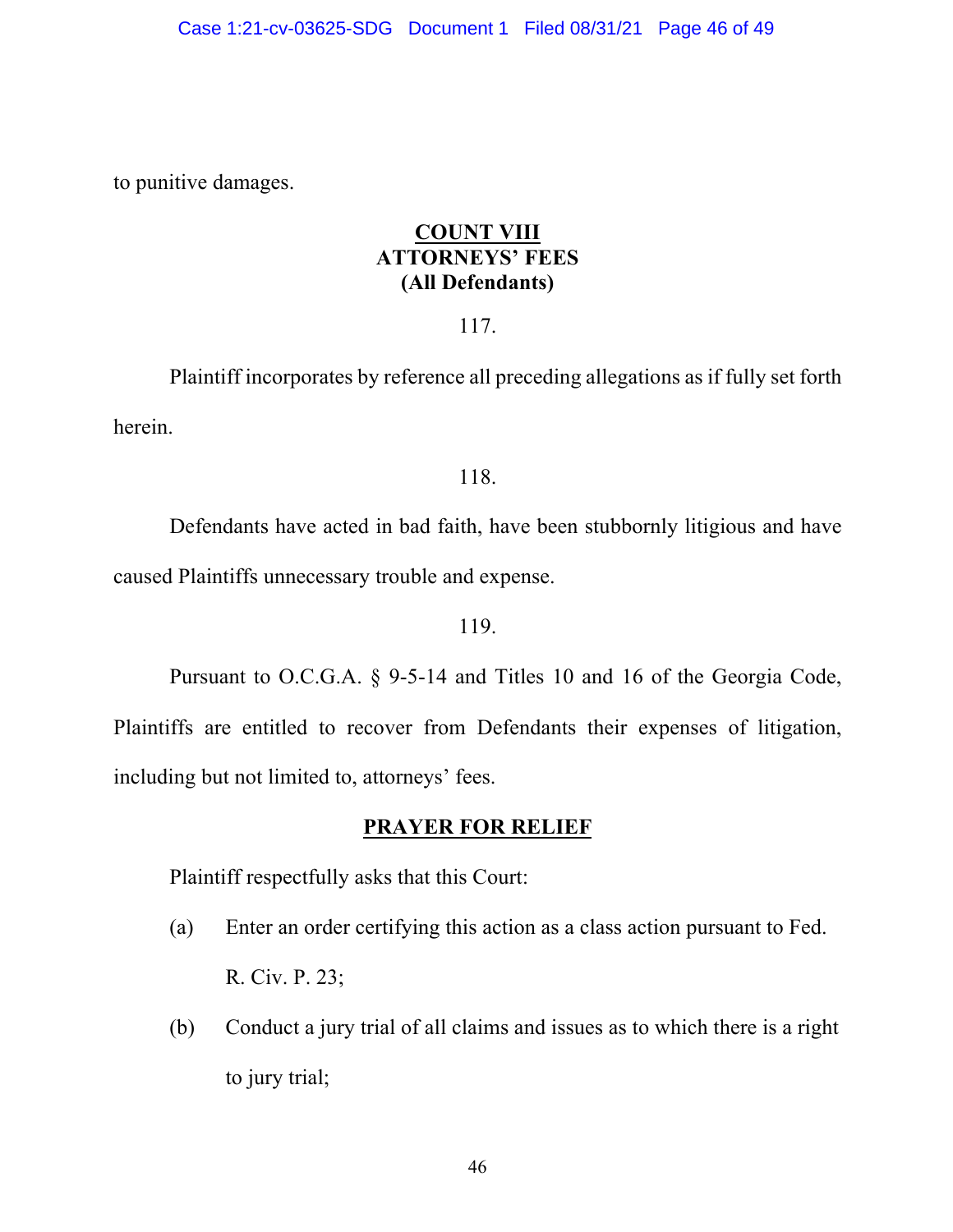to punitive damages.

**COUNT VIII**
**ATTORNEYS' FEES**
**(All Defendants)**

117.

Plaintiff incorporates by reference all preceding allegations as if fully set forth herein.

118.

Defendants have acted in bad faith, have been stubbornly litigious and have caused Plaintiffs unnecessary trouble and expense.

119.

Pursuant to O.C.G.A. § 9-5-14 and Titles 10 and 16 of the Georgia Code, Plaintiffs are entitled to recover from Defendants their expenses of litigation, including but not limited to, attorneys' fees.

**PRAYER FOR RELIEF**

Plaintiff respectfully asks that this Court:

(a) Enter an order certifying this action as a class action pursuant to Fed. R. Civ. P. 23;

(b) Conduct a jury trial of all claims and issues as to which there is a right to jury trial;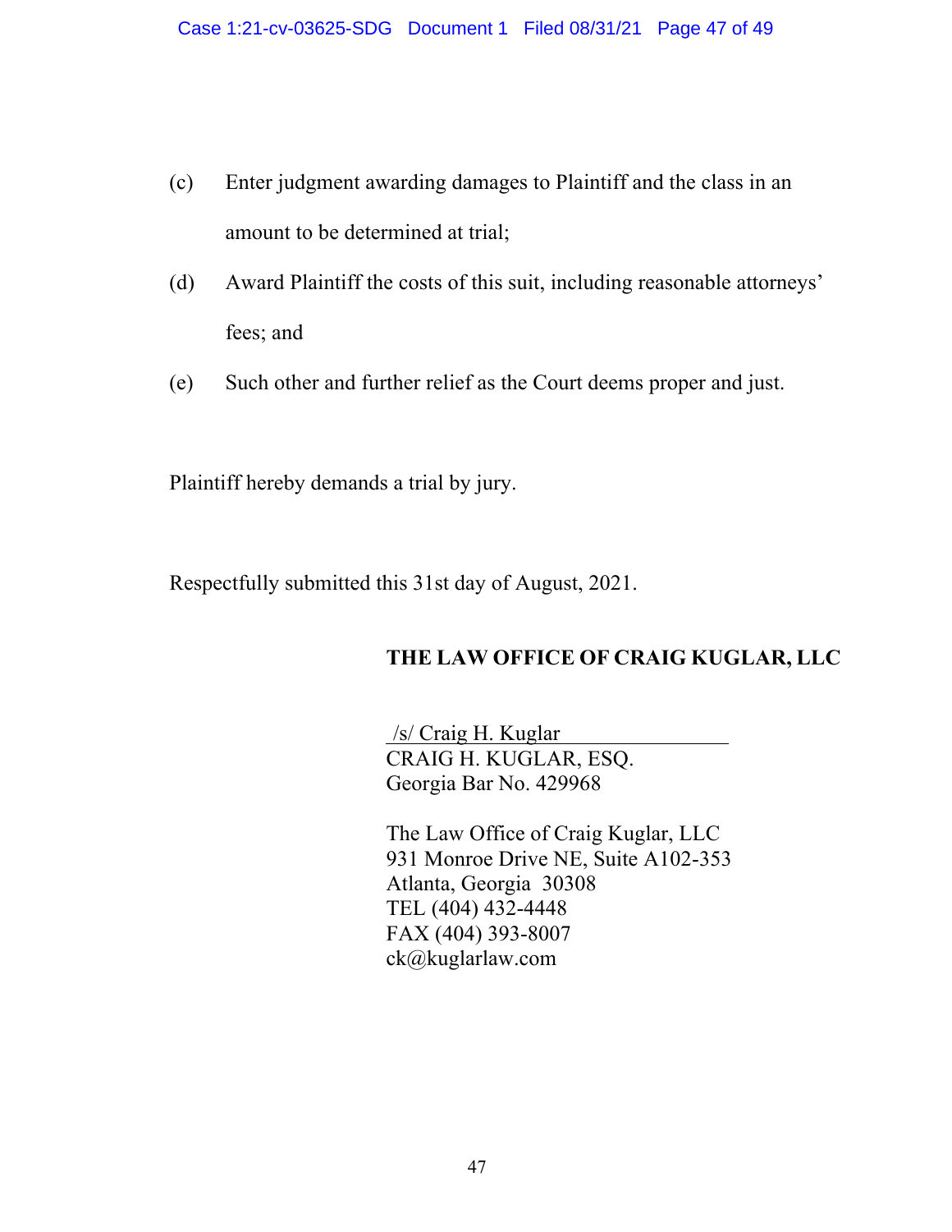(c) Enter judgment awarding damages to Plaintiff and the class in an amount to be determined at trial;

(d) Award Plaintiff the costs of this suit, including reasonable attorneys' fees; and

(e) Such other and further relief as the Court deems proper and just.

Plaintiff hereby demands a trial by jury.

Respectfully submitted this 31st day of August, 2021.

**THE LAW OFFICE OF CRAIG KUGLAR, LLC**

/s/ Craig H. Kuglar
CRAIG H. KUGLAR, ESQ.
Georgia Bar No. 429968

The Law Office of Craig Kuglar, LLC
931 Monroe Drive NE, Suite A102-353
Atlanta, Georgia 30308
TEL (404) 432-4448
FAX (404) 393-8007
ck@kuglarlaw.com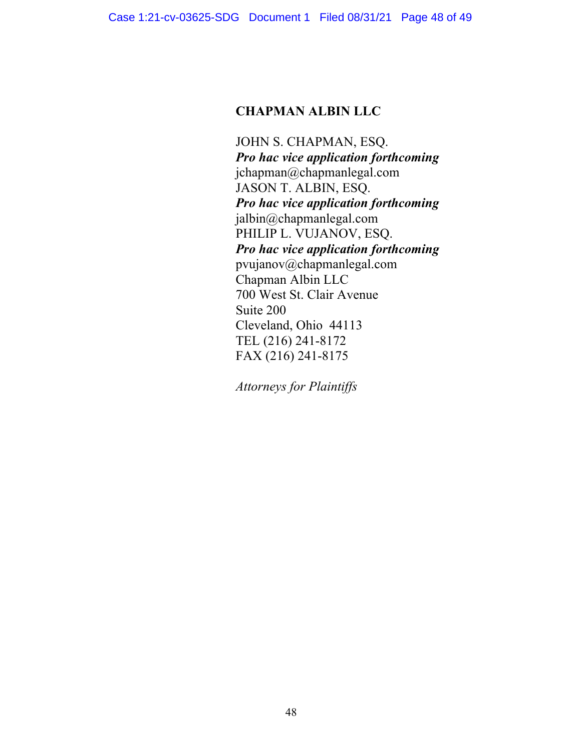**CHAPMAN ALBIN LLC**

JOHN S. CHAPMAN, ESQ.
***Pro hac vice application forthcoming***
jchapman@chapmanlegal.com
JASON T. ALBIN, ESQ.
***Pro hac vice application forthcoming***
jalbin@chapmanlegal.com
PHILIP L. VUJANOV, ESQ.
***Pro hac vice application forthcoming***
pvujanov@chapmanlegal.com
Chapman Albin LLC
700 West St. Clair Avenue
Suite 200
Cleveland, Ohio 44113
TEL (216) 241-8172
FAX (216) 241-8175

*Attorneys for Plaintiffs*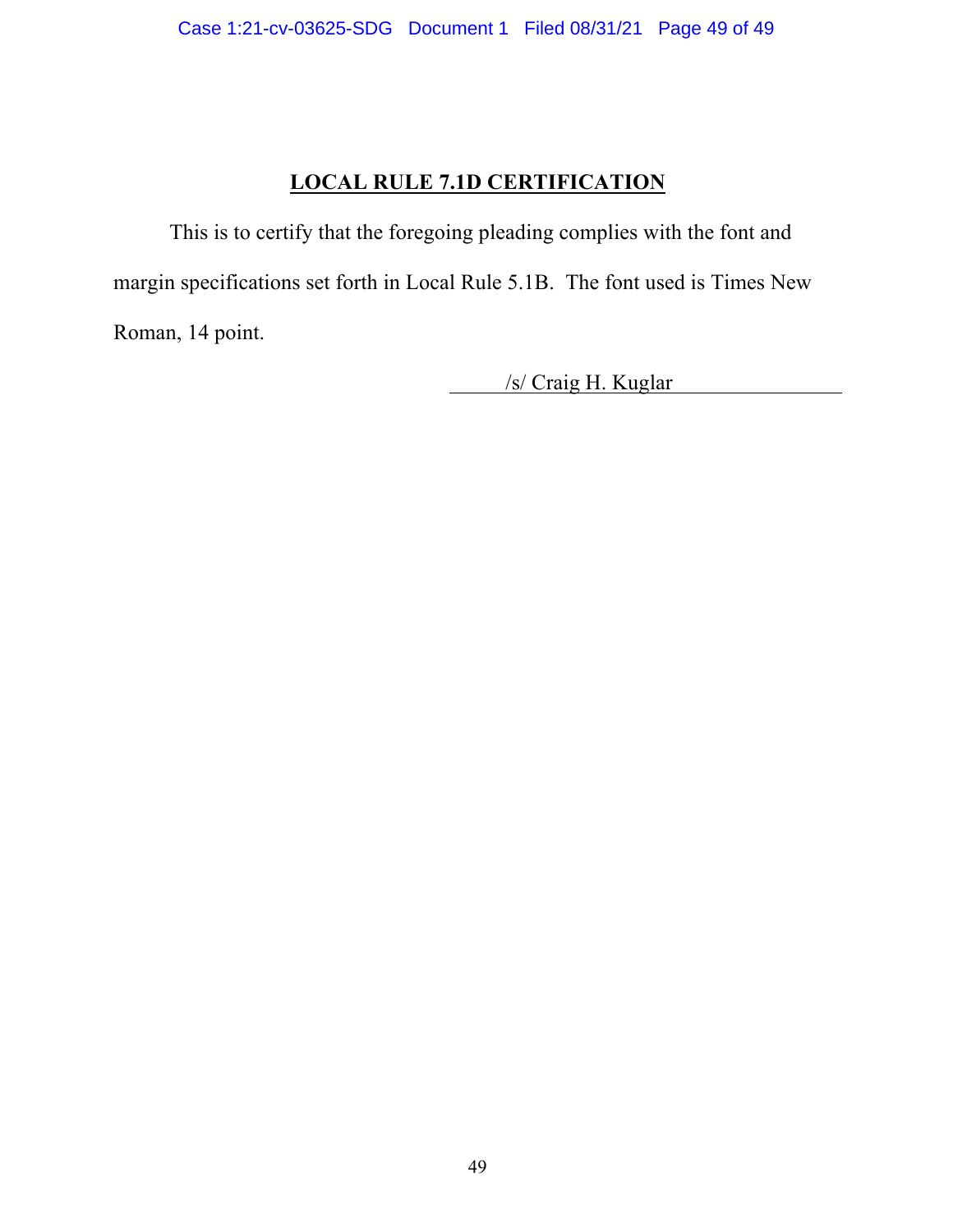## LOCAL RULE 7.1D CERTIFICATION

This is to certify that the foregoing pleading complies with the font and margin specifications set forth in Local Rule 5.1B. The font used is Times New Roman, 14 point.

/s/ Craig H. Kuglar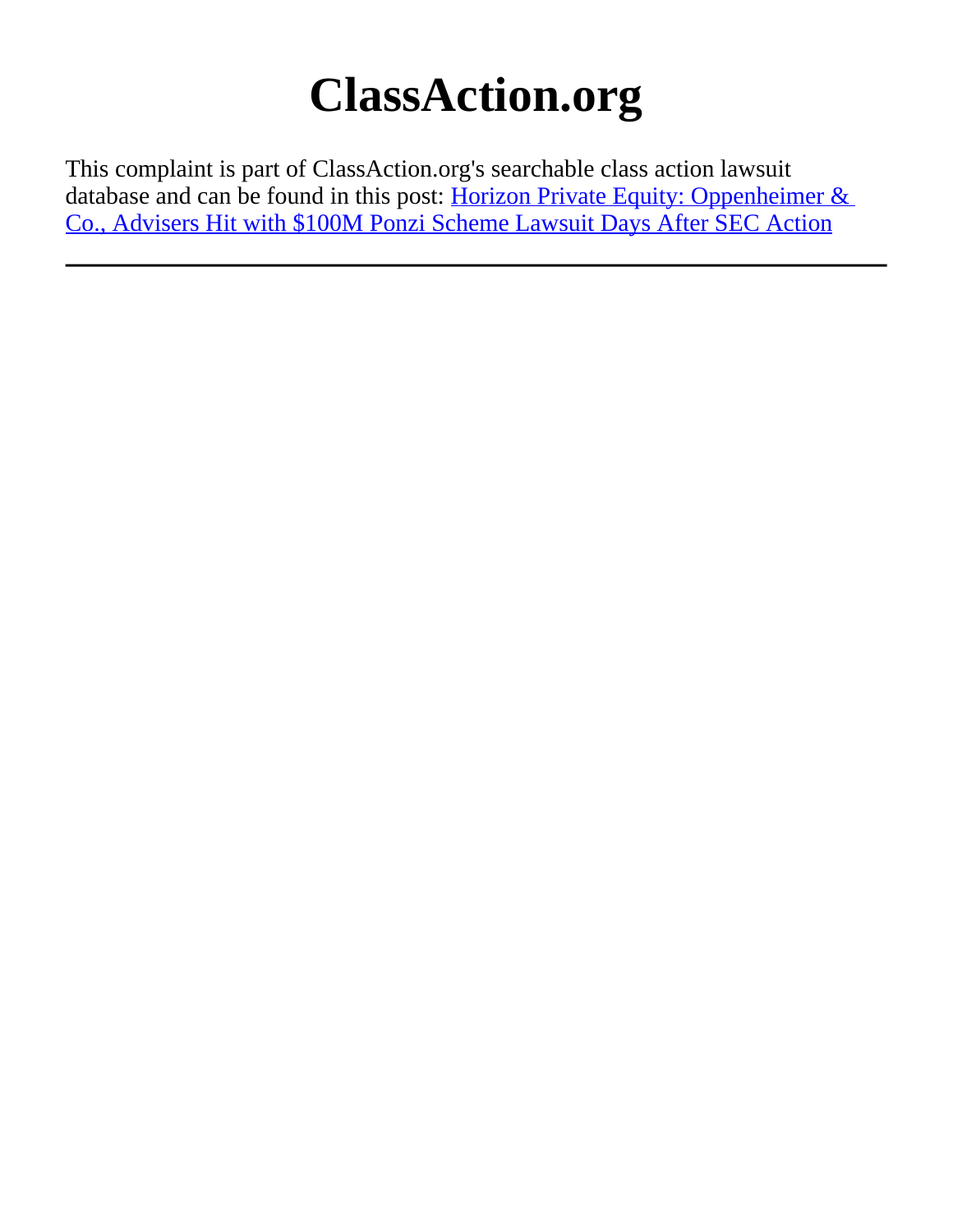# ClassAction.org

This complaint is part of ClassAction.org's searchable class action lawsuit database and can be found in this post: [Horizon Private Equity: Oppenheimer & Co., Advisers Hit with $100M Ponzi Scheme Lawsuit Days After SEC Action]

---